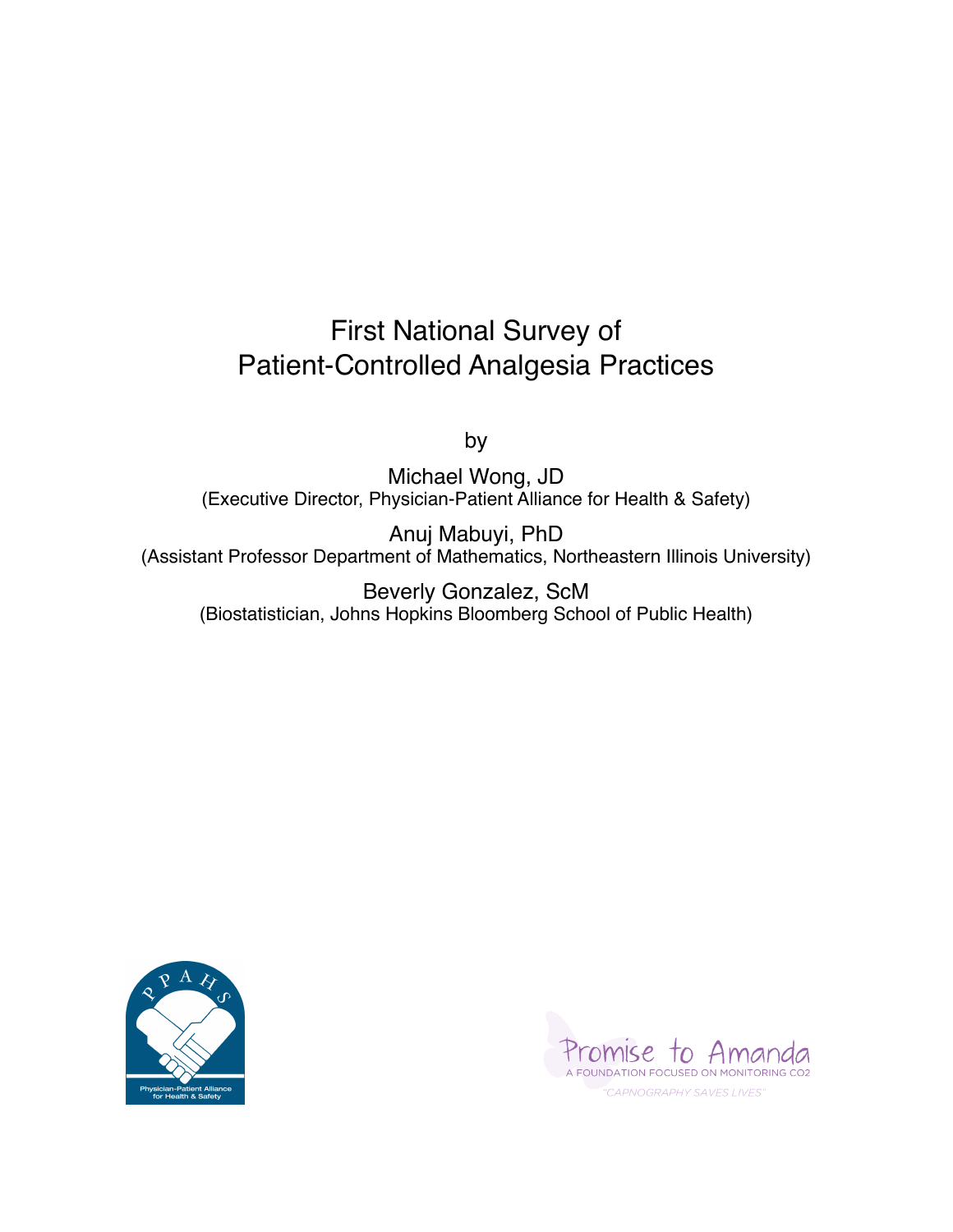# First National Survey of Patient-Controlled Analgesia Practices

by

Michael Wong, JD
(Executive Director, Physician-Patient Alliance for Health & Safety)

Anuj Mabuyi, PhD
(Assistant Professor Department of Mathematics, Northeastern Illinois University)

Beverly Gonzalez, ScM
(Biostatistician, Johns Hopkins Bloomberg School of Public Health)

PPAHS
Physician-Patient Alliance for Health & Safety

Promise to Amanda
A FOUNDATION FOCUSED ON MONITORING CO2
"CAPNOGRAPHY SAVES LIVES"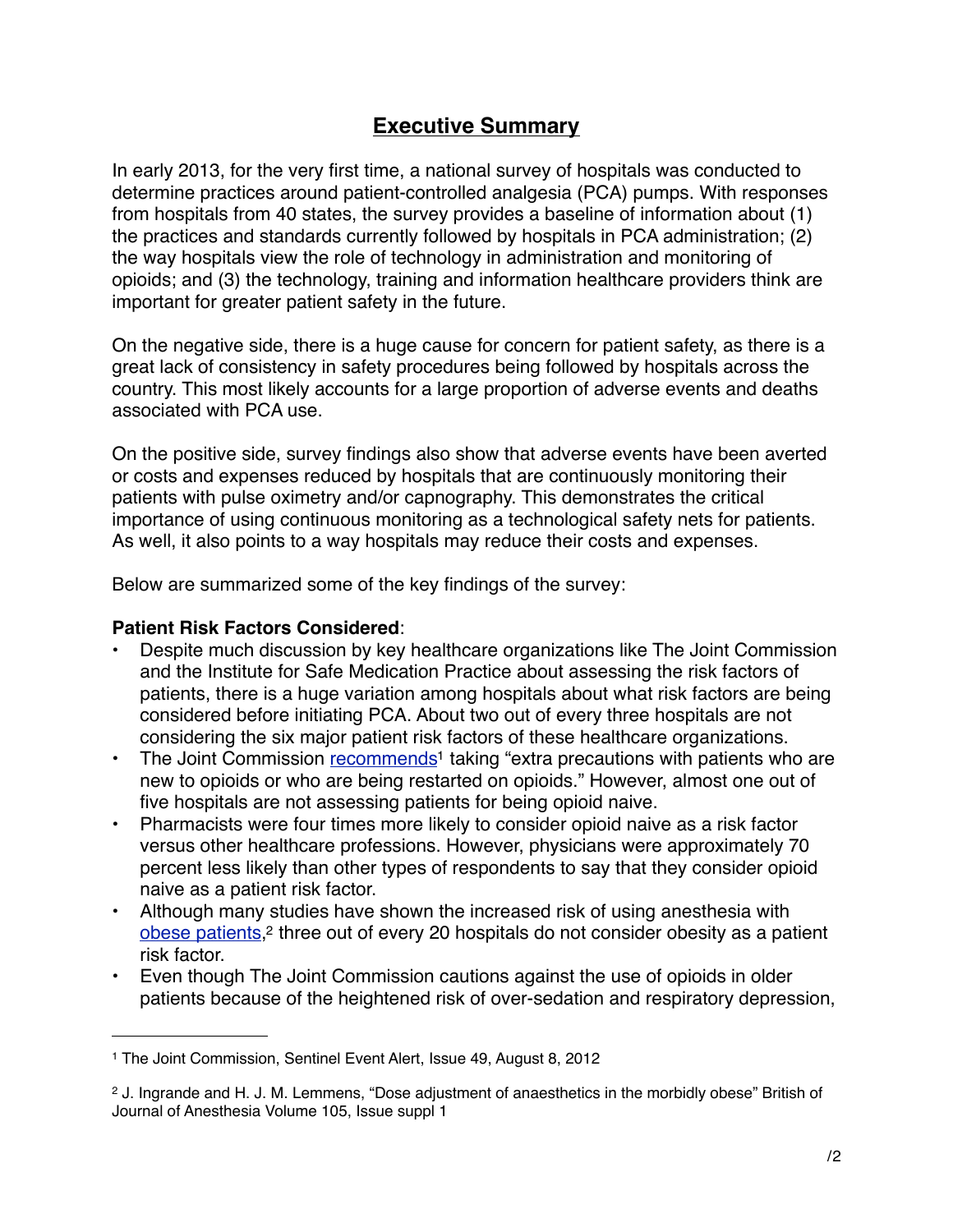# Executive Summary

In early 2013, for the very first time, a national survey of hospitals was conducted to determine practices around patient-controlled analgesia (PCA) pumps. With responses from hospitals from 40 states, the survey provides a baseline of information about (1) the practices and standards currently followed by hospitals in PCA administration; (2) the way hospitals view the role of technology in administration and monitoring of opioids; and (3) the technology, training and information healthcare providers think are important for greater patient safety in the future.

On the negative side, there is a huge cause for concern for patient safety, as there is a great lack of consistency in safety procedures being followed by hospitals across the country. This most likely accounts for a large proportion of adverse events and deaths associated with PCA use.

On the positive side, survey findings also show that adverse events have been averted or costs and expenses reduced by hospitals that are continuously monitoring their patients with pulse oximetry and/or capnography. This demonstrates the critical importance of using continuous monitoring as a technological safety nets for patients. As well, it also points to a way hospitals may reduce their costs and expenses.

Below are summarized some of the key findings of the survey:

**Patient Risk Factors Considered**:

- Despite much discussion by key healthcare organizations like The Joint Commission and the Institute for Safe Medication Practice about assessing the risk factors of patients, there is a huge variation among hospitals about what risk factors are being considered before initiating PCA. About two out of every three hospitals are not considering the six major patient risk factors of these healthcare organizations.
- The Joint Commission recommends[1] taking "extra precautions with patients who are new to opioids or who are being restarted on opioids." However, almost one out of five hospitals are not assessing patients for being opioid naive.
- Pharmacists were four times more likely to consider opioid naive as a risk factor versus other healthcare professions. However, physicians were approximately 70 percent less likely than other types of respondents to say that they consider opioid naive as a patient risk factor.
- Although many studies have shown the increased risk of using anesthesia with obese patients,[2] three out of every 20 hospitals do not consider obesity as a patient risk factor.
- Even though The Joint Commission cautions against the use of opioids in older patients because of the heightened risk of over-sedation and respiratory depression,

[1] The Joint Commission, Sentinel Event Alert, Issue 49, August 8, 2012

[2] J. Ingrande and H. J. M. Lemmens, "Dose adjustment of anaesthetics in the morbidly obese" British of Journal of Anesthesia Volume 105, Issue suppl 1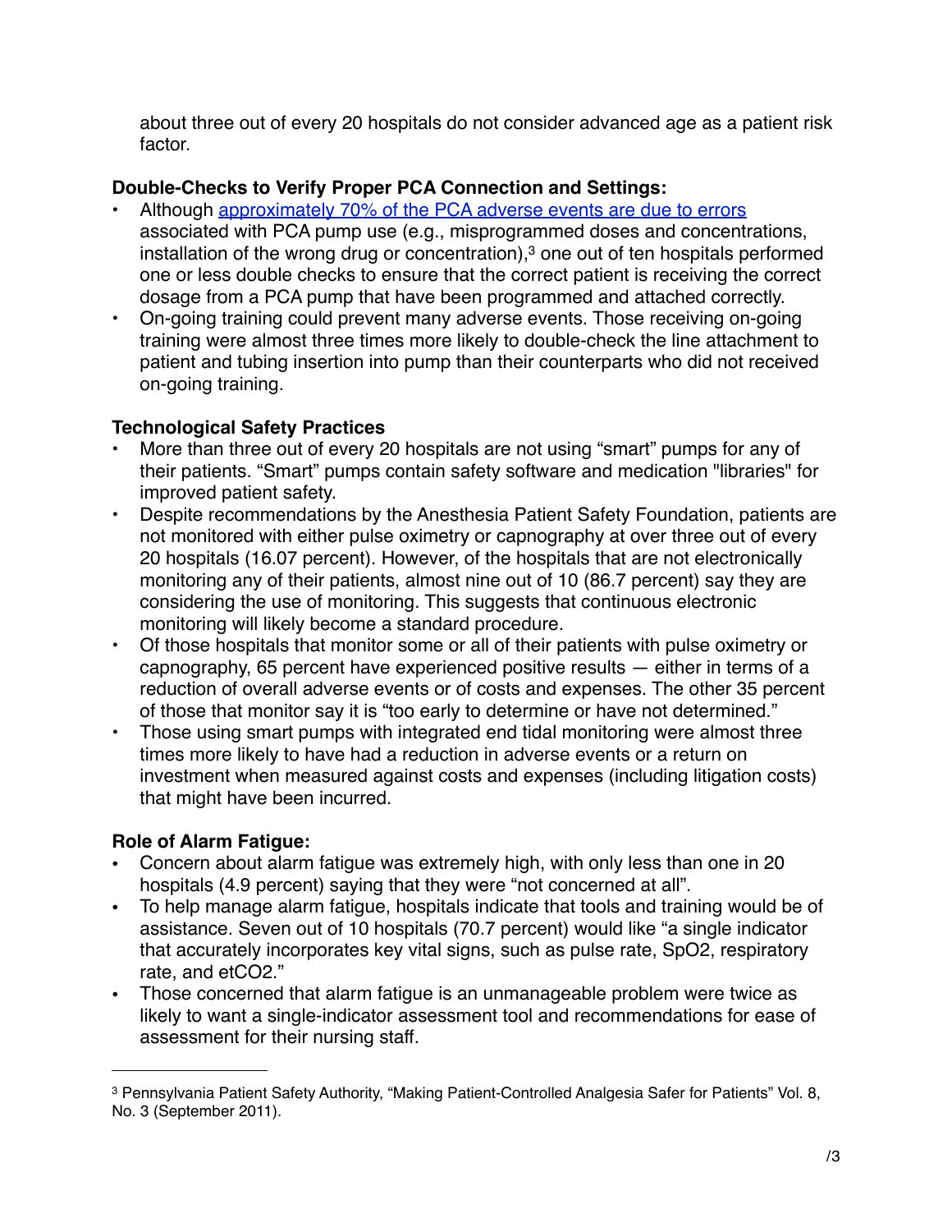about three out of every 20 hospitals do not consider advanced age as a patient risk factor.

**Double-Checks to Verify Proper PCA Connection and Settings:**

- Although approximately 70% of the PCA adverse events are due to errors associated with PCA pump use (e.g., misprogrammed doses and concentrations, installation of the wrong drug or concentration),[3] one out of ten hospitals performed one or less double checks to ensure that the correct patient is receiving the correct dosage from a PCA pump that have been programmed and attached correctly.
- On-going training could prevent many adverse events. Those receiving on-going training were almost three times more likely to double-check the line attachment to patient and tubing insertion into pump than their counterparts who did not received on-going training.

**Technological Safety Practices**

- More than three out of every 20 hospitals are not using "smart" pumps for any of their patients. "Smart" pumps contain safety software and medication "libraries" for improved patient safety.
- Despite recommendations by the Anesthesia Patient Safety Foundation, patients are not monitored with either pulse oximetry or capnography at over three out of every 20 hospitals (16.07 percent). However, of the hospitals that are not electronically monitoring any of their patients, almost nine out of 10 (86.7 percent) say they are considering the use of monitoring. This suggests that continuous electronic monitoring will likely become a standard procedure.
- Of those hospitals that monitor some or all of their patients with pulse oximetry or capnography, 65 percent have experienced positive results — either in terms of a reduction of overall adverse events or of costs and expenses. The other 35 percent of those that monitor say it is "too early to determine or have not determined."
- Those using smart pumps with integrated end tidal monitoring were almost three times more likely to have had a reduction in adverse events or a return on investment when measured against costs and expenses (including litigation costs) that might have been incurred.

**Role of Alarm Fatigue:**

- Concern about alarm fatigue was extremely high, with only less than one in 20 hospitals (4.9 percent) saying that they were "not concerned at all".
- To help manage alarm fatigue, hospitals indicate that tools and training would be of assistance. Seven out of 10 hospitals (70.7 percent) would like "a single indicator that accurately incorporates key vital signs, such as pulse rate, SpO2, respiratory rate, and etCO2."
- Those concerned that alarm fatigue is an unmanageable problem were twice as likely to want a single-indicator assessment tool and recommendations for ease of assessment for their nursing staff.

---

[3] Pennsylvania Patient Safety Authority, "Making Patient-Controlled Analgesia Safer for Patients" Vol. 8, No. 3 (September 2011).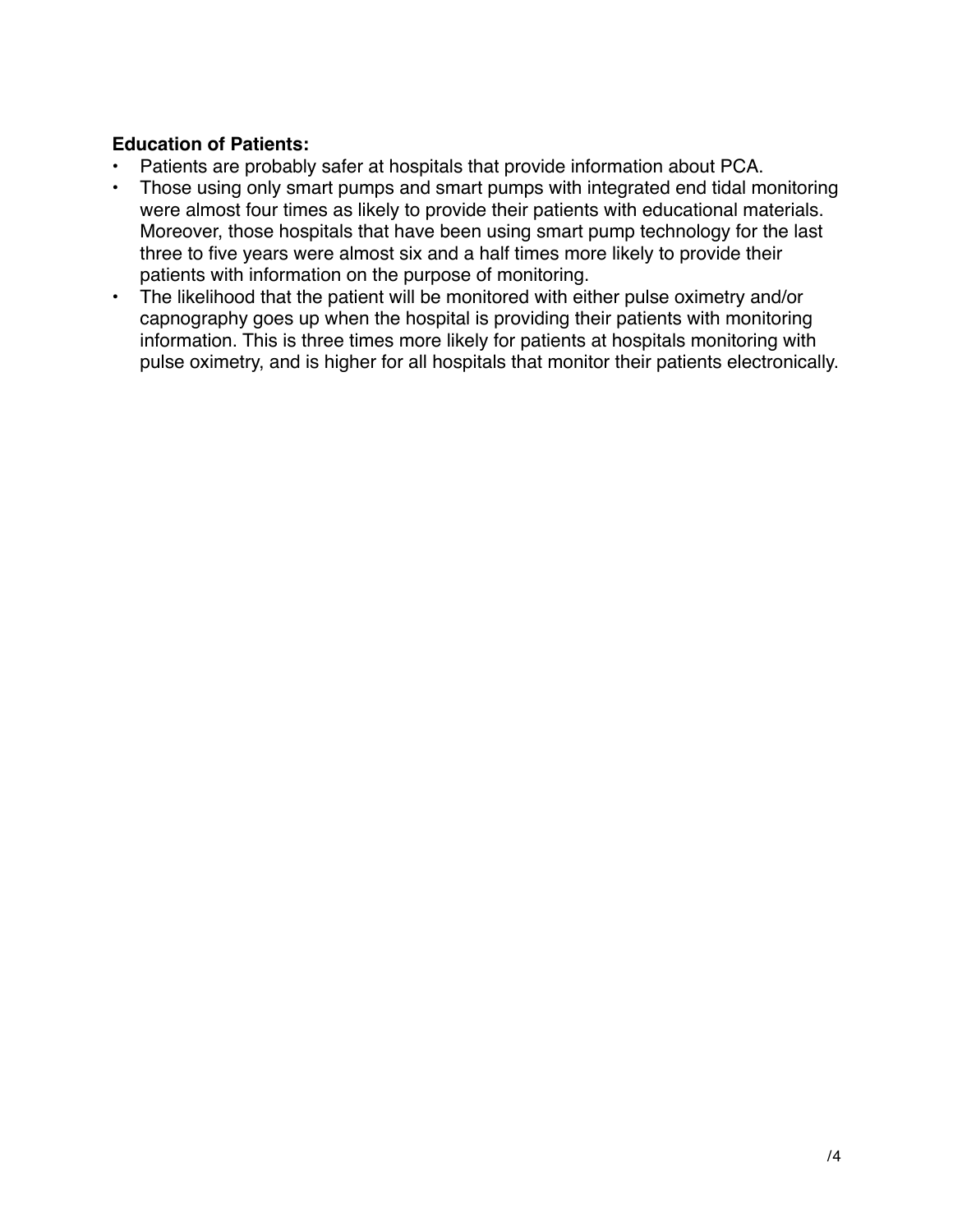**Education of Patients:**

- Patients are probably safer at hospitals that provide information about PCA.
- Those using only smart pumps and smart pumps with integrated end tidal monitoring were almost four times as likely to provide their patients with educational materials. Moreover, those hospitals that have been using smart pump technology for the last three to five years were almost six and a half times more likely to provide their patients with information on the purpose of monitoring.
- The likelihood that the patient will be monitored with either pulse oximetry and/or capnography goes up when the hospital is providing their patients with monitoring information. This is three times more likely for patients at hospitals monitoring with pulse oximetry, and is higher for all hospitals that monitor their patients electronically.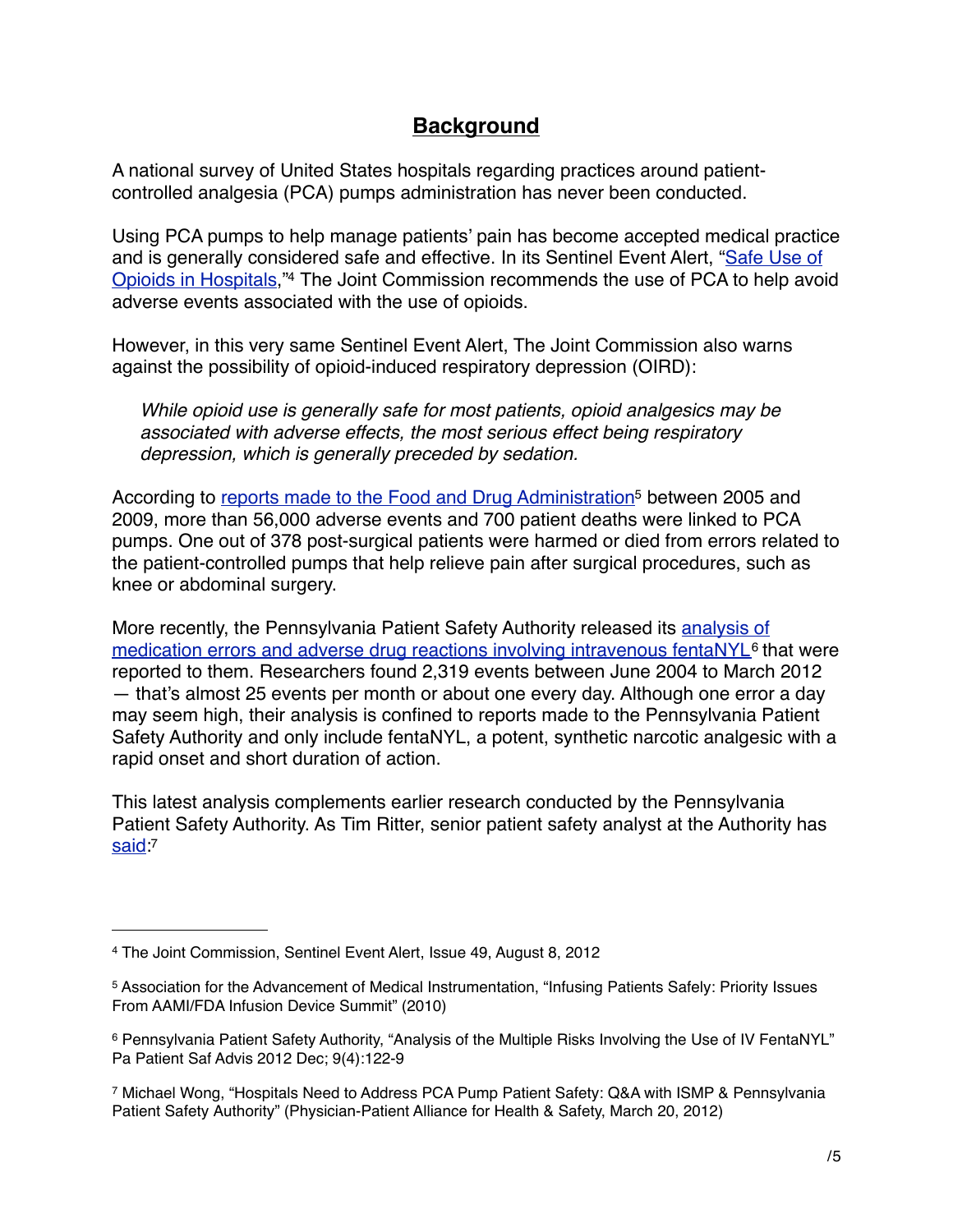## Background

A national survey of United States hospitals regarding practices around patient-controlled analgesia (PCA) pumps administration has never been conducted.

Using PCA pumps to help manage patients' pain has become accepted medical practice and is generally considered safe and effective. In its Sentinel Event Alert, "Safe Use of Opioids in Hospitals,"[4] The Joint Commission recommends the use of PCA to help avoid adverse events associated with the use of opioids.

However, in this very same Sentinel Event Alert, The Joint Commission also warns against the possibility of opioid-induced respiratory depression (OIRD):

> *While opioid use is generally safe for most patients, opioid analgesics may be associated with adverse effects, the most serious effect being respiratory depression, which is generally preceded by sedation.*

According to reports made to the Food and Drug Administration[5] between 2005 and 2009, more than 56,000 adverse events and 700 patient deaths were linked to PCA pumps. One out of 378 post-surgical patients were harmed or died from errors related to the patient-controlled pumps that help relieve pain after surgical procedures, such as knee or abdominal surgery.

More recently, the Pennsylvania Patient Safety Authority released its analysis of medication errors and adverse drug reactions involving intravenous fentaNYL[6] that were reported to them. Researchers found 2,319 events between June 2004 to March 2012 — that's almost 25 events per month or about one every day. Although one error a day may seem high, their analysis is confined to reports made to the Pennsylvania Patient Safety Authority and only include fentaNYL, a potent, synthetic narcotic analgesic with a rapid onset and short duration of action.

This latest analysis complements earlier research conducted by the Pennsylvania Patient Safety Authority. As Tim Ritter, senior patient safety analyst at the Authority has said:[7]

---

[4] The Joint Commission, Sentinel Event Alert, Issue 49, August 8, 2012

[5] Association for the Advancement of Medical Instrumentation, "Infusing Patients Safely: Priority Issues From AAMI/FDA Infusion Device Summit" (2010)

[6] Pennsylvania Patient Safety Authority, "Analysis of the Multiple Risks Involving the Use of IV FentaNYL" Pa Patient Saf Advis 2012 Dec; 9(4):122-9

[7] Michael Wong, "Hospitals Need to Address PCA Pump Patient Safety: Q&A with ISMP & Pennsylvania Patient Safety Authority" (Physician-Patient Alliance for Health & Safety, March 20, 2012)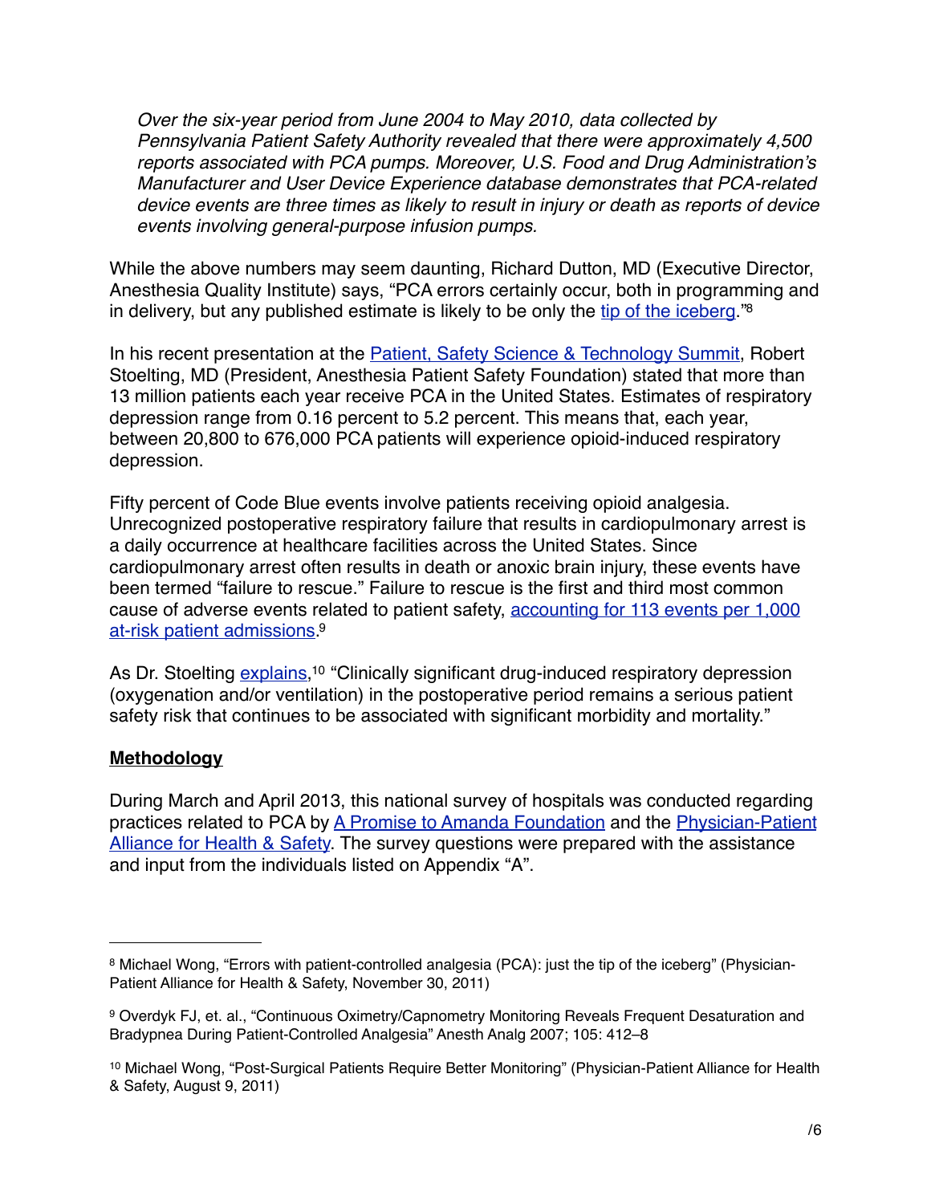*Over the six-year period from June 2004 to May 2010, data collected by Pennsylvania Patient Safety Authority revealed that there were approximately 4,500 reports associated with PCA pumps. Moreover, U.S. Food and Drug Administration's Manufacturer and User Device Experience database demonstrates that PCA-related device events are three times as likely to result in injury or death as reports of device events involving general-purpose infusion pumps.*

While the above numbers may seem daunting, Richard Dutton, MD (Executive Director, Anesthesia Quality Institute) says, "PCA errors certainly occur, both in programming and in delivery, but any published estimate is likely to be only the tip of the iceberg."[8]

In his recent presentation at the Patient, Safety Science & Technology Summit, Robert Stoelting, MD (President, Anesthesia Patient Safety Foundation) stated that more than 13 million patients each year receive PCA in the United States. Estimates of respiratory depression range from 0.16 percent to 5.2 percent. This means that, each year, between 20,800 to 676,000 PCA patients will experience opioid-induced respiratory depression.

Fifty percent of Code Blue events involve patients receiving opioid analgesia. Unrecognized postoperative respiratory failure that results in cardiopulmonary arrest is a daily occurrence at healthcare facilities across the United States. Since cardiopulmonary arrest often results in death or anoxic brain injury, these events have been termed "failure to rescue." Failure to rescue is the first and third most common cause of adverse events related to patient safety, accounting for 113 events per 1,000 at-risk patient admissions.[9]

As Dr. Stoelting explains,[10] "Clinically significant drug-induced respiratory depression (oxygenation and/or ventilation) in the postoperative period remains a serious patient safety risk that continues to be associated with significant morbidity and mortality."

## Methodology

During March and April 2013, this national survey of hospitals was conducted regarding practices related to PCA by A Promise to Amanda Foundation and the Physician-Patient Alliance for Health & Safety. The survey questions were prepared with the assistance and input from the individuals listed on Appendix "A".

---

[8] Michael Wong, "Errors with patient-controlled analgesia (PCA): just the tip of the iceberg" (Physician-Patient Alliance for Health & Safety, November 30, 2011)

[9] Overdyk FJ, et. al., "Continuous Oximetry/Capnometry Monitoring Reveals Frequent Desaturation and Bradypnea During Patient-Controlled Analgesia" Anesth Analg 2007; 105: 412–8

[10] Michael Wong, "Post-Surgical Patients Require Better Monitoring" (Physician-Patient Alliance for Health & Safety, August 9, 2011)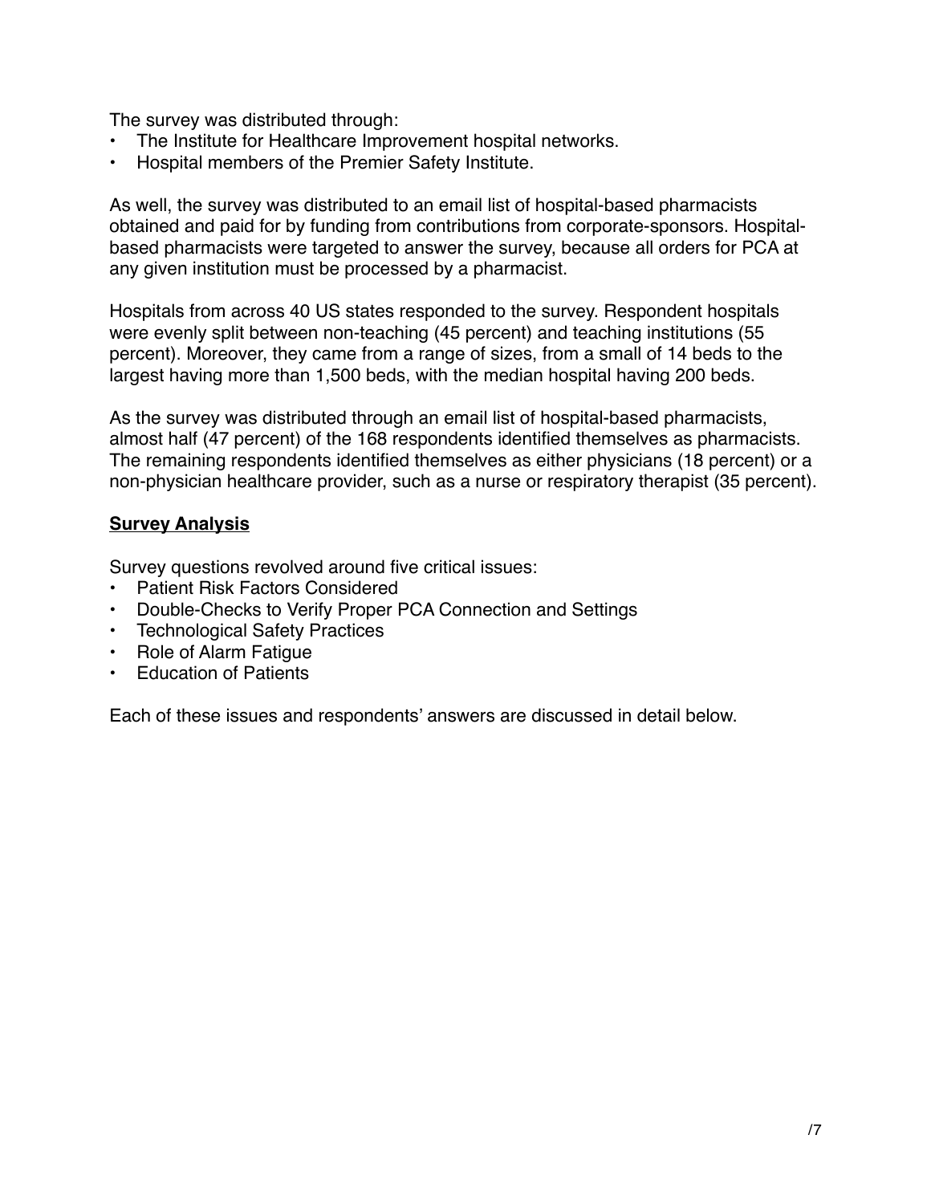The survey was distributed through:

- The Institute for Healthcare Improvement hospital networks.
- Hospital members of the Premier Safety Institute.

As well, the survey was distributed to an email list of hospital-based pharmacists obtained and paid for by funding from contributions from corporate-sponsors. Hospital-based pharmacists were targeted to answer the survey, because all orders for PCA at any given institution must be processed by a pharmacist.

Hospitals from across 40 US states responded to the survey. Respondent hospitals were evenly split between non-teaching (45 percent) and teaching institutions (55 percent). Moreover, they came from a range of sizes, from a small of 14 beds to the largest having more than 1,500 beds, with the median hospital having 200 beds.

As the survey was distributed through an email list of hospital-based pharmacists, almost half (47 percent) of the 168 respondents identified themselves as pharmacists. The remaining respondents identified themselves as either physicians (18 percent) or a non-physician healthcare provider, such as a nurse or respiratory therapist (35 percent).

**<u>Survey Analysis</u>**

Survey questions revolved around five critical issues:

- Patient Risk Factors Considered
- Double-Checks to Verify Proper PCA Connection and Settings
- Technological Safety Practices
- Role of Alarm Fatigue
- Education of Patients

Each of these issues and respondents' answers are discussed in detail below.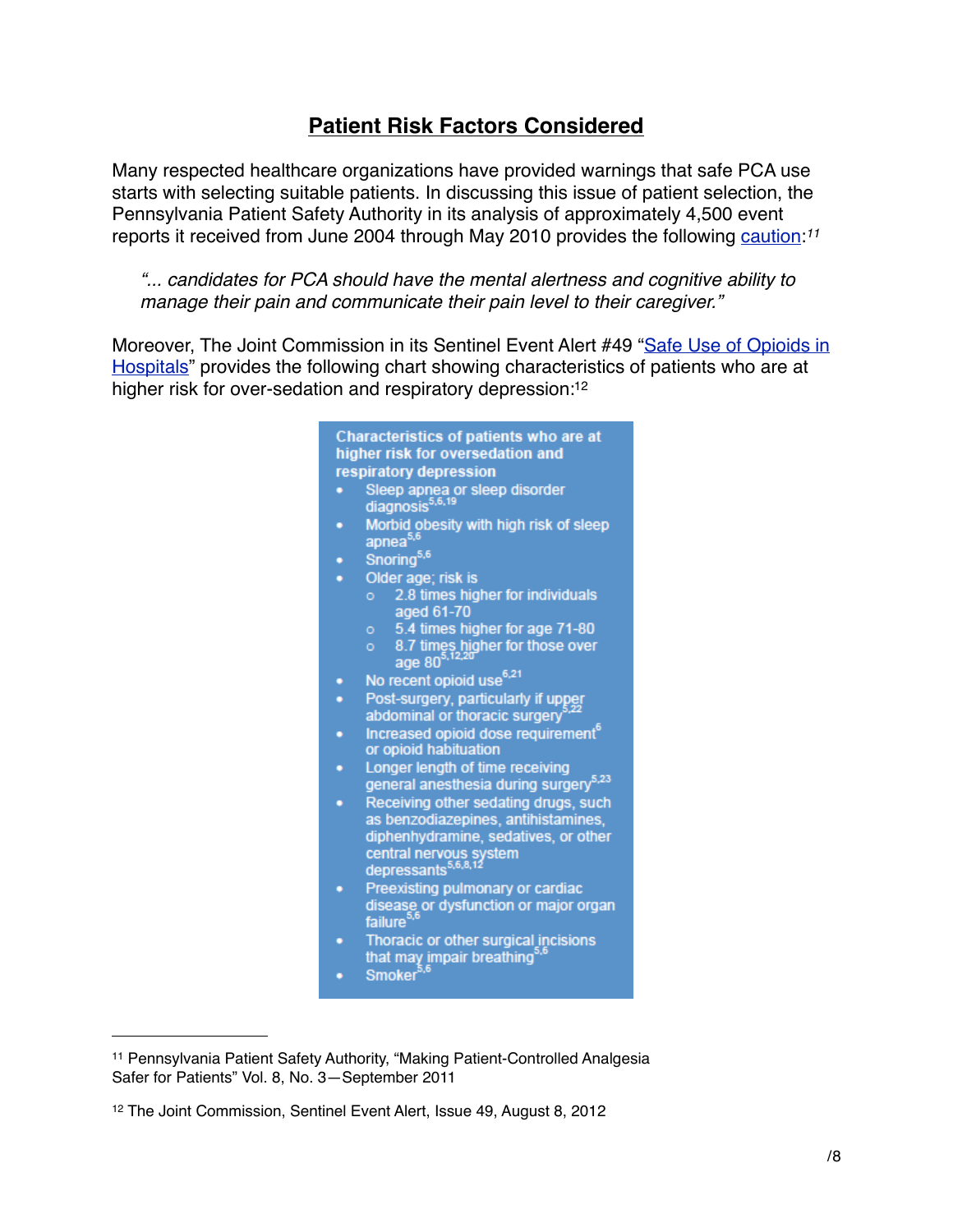## Patient Risk Factors Considered

Many respected healthcare organizations have provided warnings that safe PCA use starts with selecting suitable patients. In discussing this issue of patient selection, the Pennsylvania Patient Safety Authority in its analysis of approximately 4,500 event reports it received from June 2004 through May 2010 provides the following caution:[11]

> *"... candidates for PCA should have the mental alertness and cognitive ability to manage their pain and communicate their pain level to their caregiver."*

Moreover, The Joint Commission in its Sentinel Event Alert #49 "Safe Use of Opioids in Hospitals" provides the following chart showing characteristics of patients who are at higher risk for over-sedation and respiratory depression:[12]

**Characteristics of patients who are at higher risk for oversedation and respiratory depression**

- Sleep apnea or sleep disorder diagnosis[5,6,19]
- Morbid obesity with high risk of sleep apnea[5,6]
- Snoring[5,6]
- Older age; risk is
  - 2.8 times higher for individuals aged 61-70
  - 5.4 times higher for age 71-80
  - 8.7 times higher for those over age 80[5,12,20]
- No recent opioid use[6,21]
- Post-surgery, particularly if upper abdominal or thoracic surgery[5,22]
- Increased opioid dose requirement[6] or opioid habituation
- Longer length of time receiving general anesthesia during surgery[5,23]
- Receiving other sedating drugs, such as benzodiazepines, antihistamines, diphenhydramine, sedatives, or other central nervous system depressants[5,6,8,12]
- Preexisting pulmonary or cardiac disease or dysfunction or major organ failure[5,6]
- Thoracic or other surgical incisions that may impair breathing[5,6]
- Smoker[5,6]

---

[11] Pennsylvania Patient Safety Authority, "Making Patient-Controlled Analgesia Safer for Patients" Vol. 8, No. 3—September 2011

[12] The Joint Commission, Sentinel Event Alert, Issue 49, August 8, 2012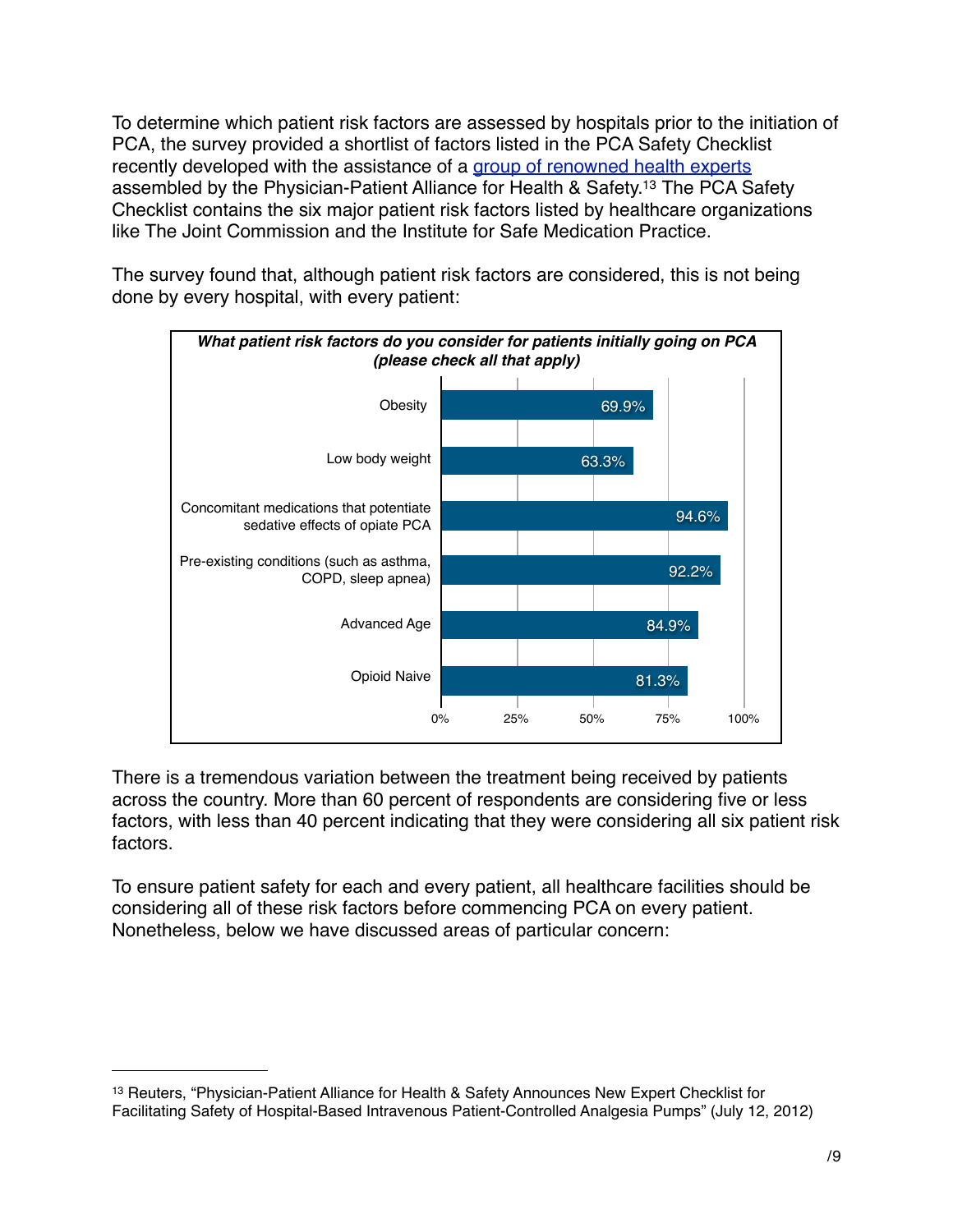To determine which patient risk factors are assessed by hospitals prior to the initiation of PCA, the survey provided a shortlist of factors listed in the PCA Safety Checklist recently developed with the assistance of a group of renowned health experts assembled by the Physician-Patient Alliance for Health & Safety.[13] The PCA Safety Checklist contains the six major patient risk factors listed by healthcare organizations like The Joint Commission and the Institute for Safe Medication Practice.

The survey found that, although patient risk factors are considered, this is not being done by every hospital, with every patient:

***What patient risk factors do you consider for patients initially going on PCA (please check all that apply)***

Obesity
69.9%
Low body weight
63.3%
Concomitant medications that potentiate sedative effects of opiate PCA
94.6%
Pre-existing conditions (such as asthma, COPD, sleep apnea)
92.2%
Advanced Age
84.9%
Opioid Naive
81.3%
0%
25%
50%
75%
100%

There is a tremendous variation between the treatment being received by patients across the country. More than 60 percent of respondents are considering five or less factors, with less than 40 percent indicating that they were considering all six patient risk factors.

To ensure patient safety for each and every patient, all healthcare facilities should be considering all of these risk factors before commencing PCA on every patient. Nonetheless, below we have discussed areas of particular concern:

---

[13] Reuters, "Physician-Patient Alliance for Health & Safety Announces New Expert Checklist for Facilitating Safety of Hospital-Based Intravenous Patient-Controlled Analgesia Pumps" (July 12, 2012)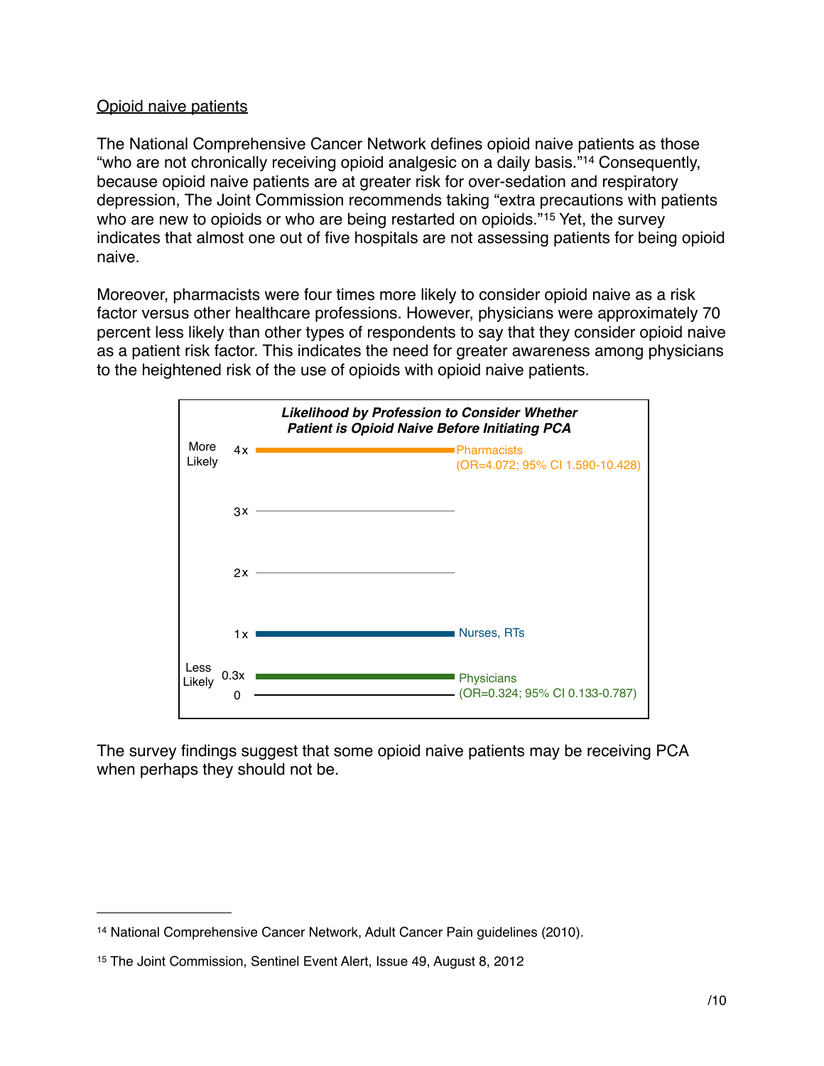Opioid naive patients

The National Comprehensive Cancer Network defines opioid naive patients as those "who are not chronically receiving opioid analgesic on a daily basis."[14] Consequently, because opioid naive patients are at greater risk for over-sedation and respiratory depression, The Joint Commission recommends taking "extra precautions with patients who are new to opioids or who are being restarted on opioids."[15] Yet, the survey indicates that almost one out of five hospitals are not assessing patients for being opioid naive.

Moreover, pharmacists were four times more likely to consider opioid naive as a risk factor versus other healthcare professions. However, physicians were approximately 70 percent less likely than other types of respondents to say that they consider opioid naive as a patient risk factor. This indicates the need for greater awareness among physicians to the heightened risk of the use of opioids with opioid naive patients.

***Likelihood by Profession to Consider Whether Patient is Opioid Naive Before Initiating PCA***

More Likely

4x

Pharmacists (OR=4.072; 95% CI 1.590-10.428)

3x

2x

1x

Nurses, RTs

Less Likely

0.3x

Physicians (OR=0.324; 95% CI 0.133-0.787)

0

The survey findings suggest that some opioid naive patients may be receiving PCA when perhaps they should not be.

[14] National Comprehensive Cancer Network, Adult Cancer Pain guidelines (2010).

[15] The Joint Commission, Sentinel Event Alert, Issue 49, August 8, 2012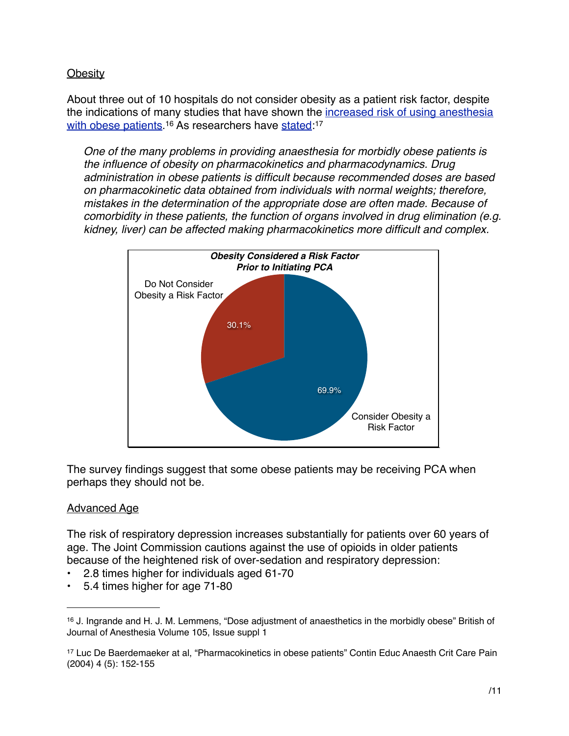## Obesity

About three out of 10 hospitals do not consider obesity as a patient risk factor, despite the indications of many studies that have shown the increased risk of using anesthesia with obese patients.[16] As researchers have stated:[17]

> *One of the many problems in providing anaesthesia for morbidly obese patients is the influence of obesity on pharmacokinetics and pharmacodynamics. Drug administration in obese patients is difficult because recommended doses are based on pharmacokinetic data obtained from individuals with normal weights; therefore, mistakes in the determination of the appropriate dose are often made. Because of comorbidity in these patients, the function of organs involved in drug elimination (e.g. kidney, liver) can be affected making pharmacokinetics more difficult and complex.*

***Obesity Considered a Risk Factor Prior to Initiating PCA***

Do Not Consider Obesity a Risk Factor

30.1%

69.9%

Consider Obesity a Risk Factor

The survey findings suggest that some obese patients may be receiving PCA when perhaps they should not be.

## Advanced Age

The risk of respiratory depression increases substantially for patients over 60 years of age. The Joint Commission cautions against the use of opioids in older patients because of the heightened risk of over-sedation and respiratory depression:

- 2.8 times higher for individuals aged 61-70
- 5.4 times higher for age 71-80

---

[16] J. Ingrande and H. J. M. Lemmens, "Dose adjustment of anaesthetics in the morbidly obese" British of Journal of Anesthesia Volume 105, Issue suppl 1

[17] Luc De Baerdemaeker at al, "Pharmacokinetics in obese patients" Contin Educ Anaesth Crit Care Pain (2004) 4 (5): 152-155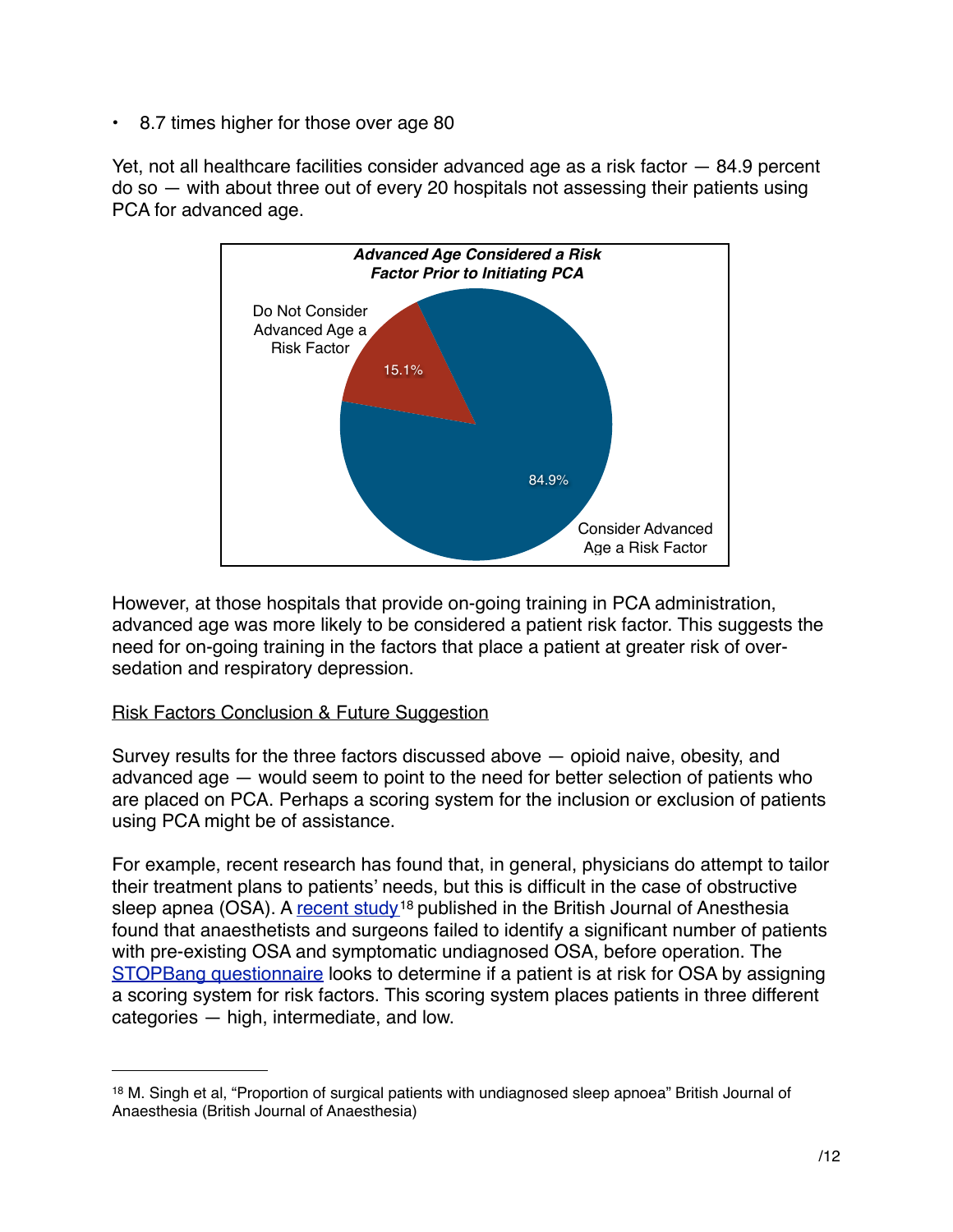- 8.7 times higher for those over age 80

Yet, not all healthcare facilities consider advanced age as a risk factor — 84.9 percent do so — with about three out of every 20 hospitals not assessing their patients using PCA for advanced age.

***Advanced Age Considered a Risk Factor Prior to Initiating PCA***

Do Not Consider Advanced Age a Risk Factor

15.1%

84.9%

Consider Advanced Age a Risk Factor

However, at those hospitals that provide on-going training in PCA administration, advanced age was more likely to be considered a patient risk factor. This suggests the need for on-going training in the factors that place a patient at greater risk of over-sedation and respiratory depression.

Risk Factors Conclusion & Future Suggestion

Survey results for the three factors discussed above — opioid naive, obesity, and advanced age — would seem to point to the need for better selection of patients who are placed on PCA. Perhaps a scoring system for the inclusion or exclusion of patients using PCA might be of assistance.

For example, recent research has found that, in general, physicians do attempt to tailor their treatment plans to patients' needs, but this is difficult in the case of obstructive sleep apnea (OSA). A recent study[18] published in the British Journal of Anesthesia found that anaesthetists and surgeons failed to identify a significant number of patients with pre-existing OSA and symptomatic undiagnosed OSA, before operation. The STOPBang questionnaire looks to determine if a patient is at risk for OSA by assigning a scoring system for risk factors. This scoring system places patients in three different categories — high, intermediate, and low.

---

[18] M. Singh et al, "Proportion of surgical patients with undiagnosed sleep apnoea" British Journal of Anaesthesia (British Journal of Anaesthesia)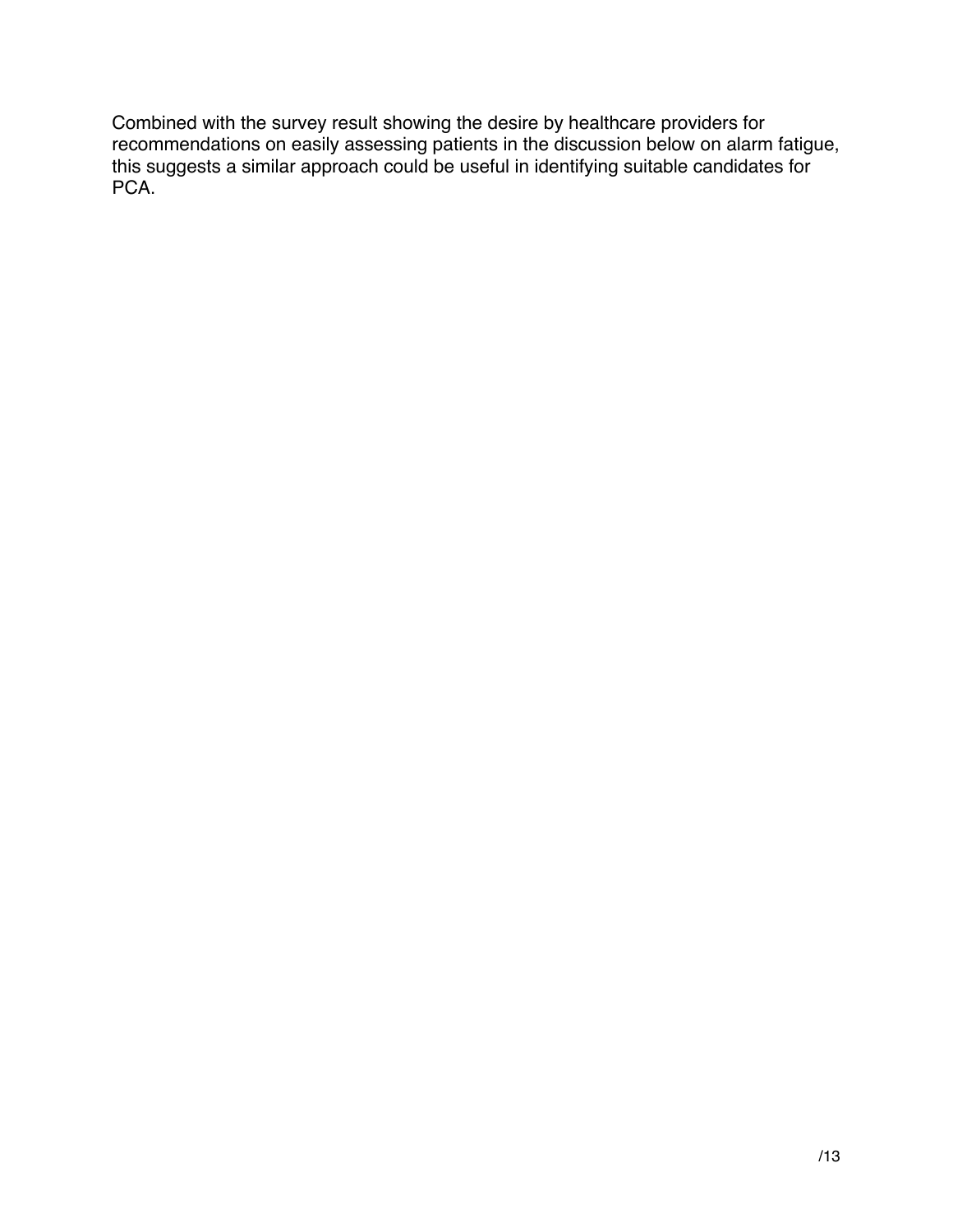Combined with the survey result showing the desire by healthcare providers for recommendations on easily assessing patients in the discussion below on alarm fatigue, this suggests a similar approach could be useful in identifying suitable candidates for PCA.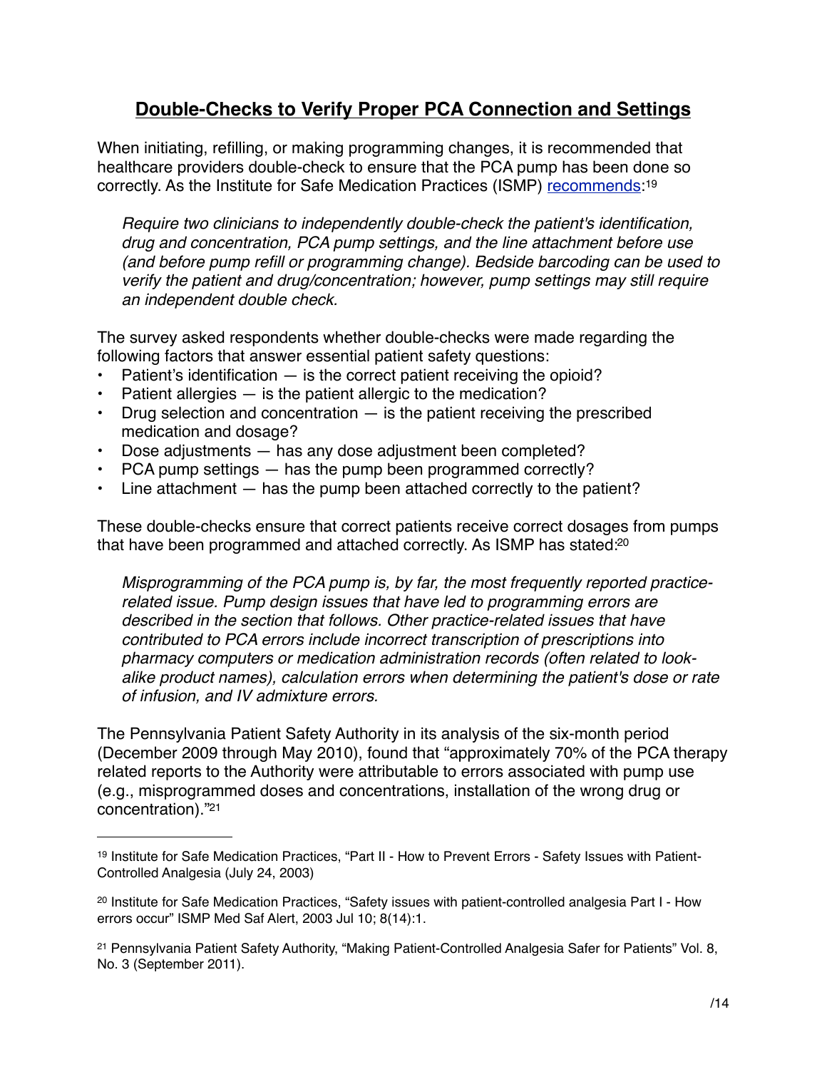## Double-Checks to Verify Proper PCA Connection and Settings

When initiating, refilling, or making programming changes, it is recommended that healthcare providers double-check to ensure that the PCA pump has been done so correctly. As the Institute for Safe Medication Practices (ISMP) recommends:[19]

> *Require two clinicians to independently double-check the patient's identification, drug and concentration, PCA pump settings, and the line attachment before use (and before pump refill or programming change). Bedside barcoding can be used to verify the patient and drug/concentration; however, pump settings may still require an independent double check.*

The survey asked respondents whether double-checks were made regarding the following factors that answer essential patient safety questions:

- Patient's identification — is the correct patient receiving the opioid?
- Patient allergies — is the patient allergic to the medication?
- Drug selection and concentration — is the patient receiving the prescribed medication and dosage?
- Dose adjustments — has any dose adjustment been completed?
- PCA pump settings — has the pump been programmed correctly?
- Line attachment — has the pump been attached correctly to the patient?

These double-checks ensure that correct patients receive correct dosages from pumps that have been programmed and attached correctly. As ISMP has stated:[20]

> *Misprogramming of the PCA pump is, by far, the most frequently reported practice-related issue. Pump design issues that have led to programming errors are described in the section that follows. Other practice-related issues that have contributed to PCA errors include incorrect transcription of prescriptions into pharmacy computers or medication administration records (often related to look-alike product names), calculation errors when determining the patient's dose or rate of infusion, and IV admixture errors.*

The Pennsylvania Patient Safety Authority in its analysis of the six-month period (December 2009 through May 2010), found that "approximately 70% of the PCA therapy related reports to the Authority were attributable to errors associated with pump use (e.g., misprogrammed doses and concentrations, installation of the wrong drug or concentration)."[21]

---

[19] Institute for Safe Medication Practices, "Part II - How to Prevent Errors - Safety Issues with Patient-Controlled Analgesia (July 24, 2003)

[20] Institute for Safe Medication Practices, "Safety issues with patient-controlled analgesia Part I - How errors occur" ISMP Med Saf Alert, 2003 Jul 10; 8(14):1.

[21] Pennsylvania Patient Safety Authority, "Making Patient-Controlled Analgesia Safer for Patients" Vol. 8, No. 3 (September 2011).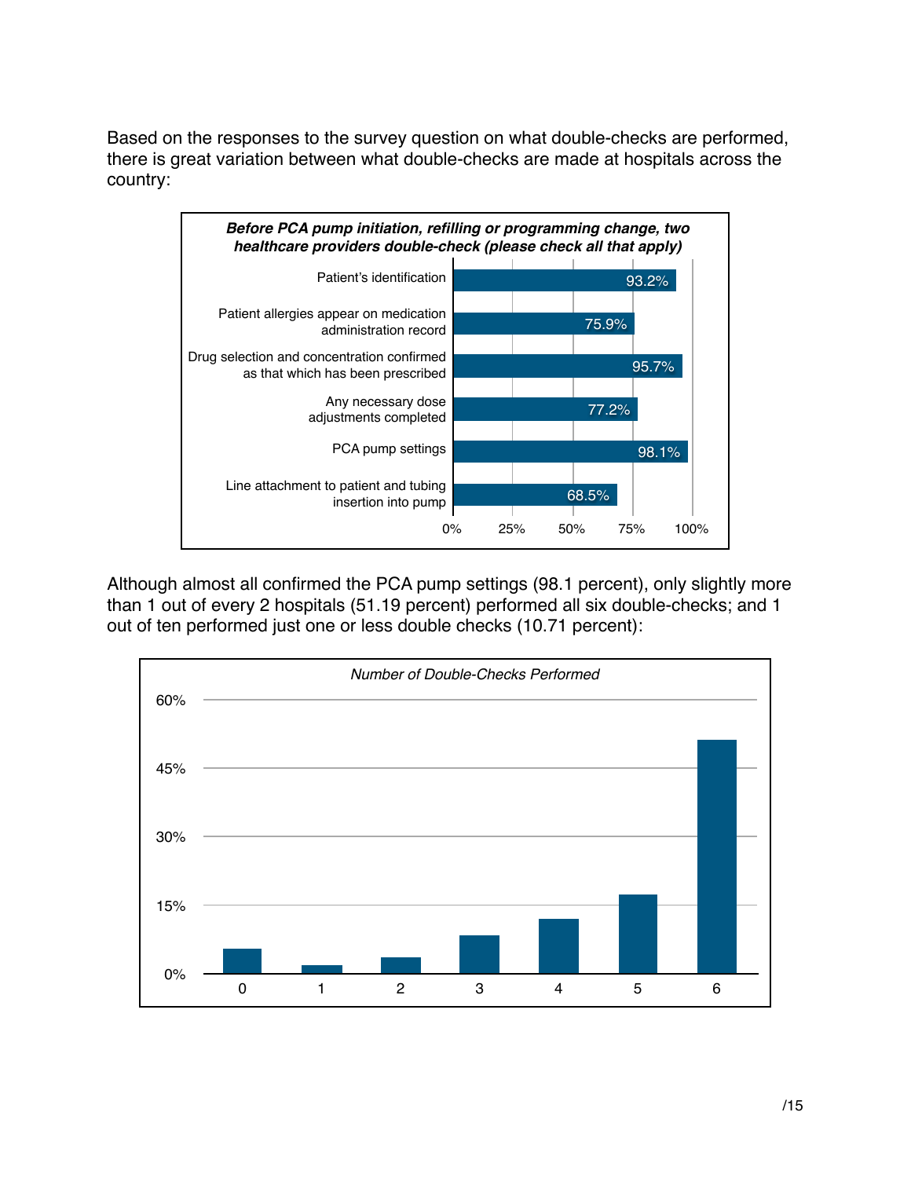Based on the responses to the survey question on what double-checks are performed, there is great variation between what double-checks are made at hospitals across the country:

*Before PCA pump initiation, refilling or programming change, two healthcare providers double-check (please check all that apply)*

Patient's identification
93.2%
Patient allergies appear on medication administration record
75.9%
Drug selection and concentration confirmed as that which has been prescribed
95.7%
Any necessary dose adjustments completed
77.2%
PCA pump settings
98.1%
Line attachment to patient and tubing insertion into pump
68.5%

0%
25%
50%
75%
100%

Although almost all confirmed the PCA pump settings (98.1 percent), only slightly more than 1 out of every 2 hospitals (51.19 percent) performed all six double-checks; and 1 out of ten performed just one or less double checks (10.71 percent):

*Number of Double-Checks Performed*

60%
45%
30%
15%
0%

0
1
2
3
4
5
6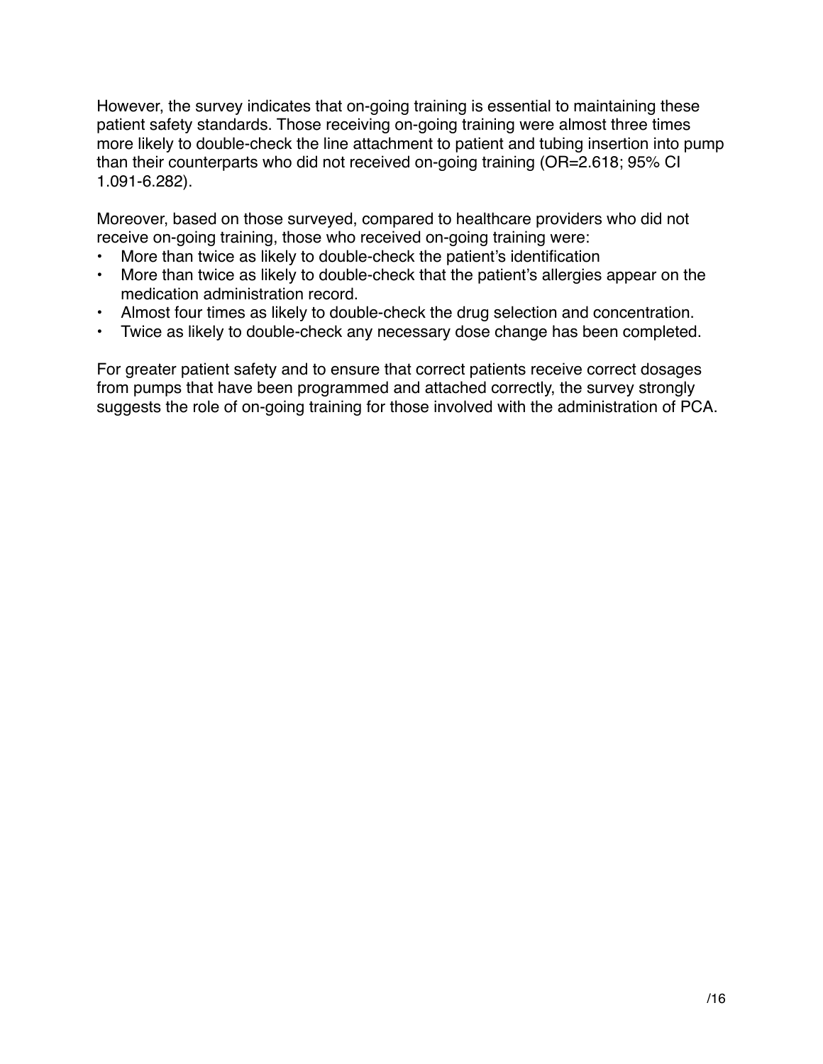However, the survey indicates that on-going training is essential to maintaining these patient safety standards. Those receiving on-going training were almost three times more likely to double-check the line attachment to patient and tubing insertion into pump than their counterparts who did not received on-going training (OR=2.618; 95% CI 1.091-6.282).

Moreover, based on those surveyed, compared to healthcare providers who did not receive on-going training, those who received on-going training were:

- More than twice as likely to double-check the patient's identification
- More than twice as likely to double-check that the patient's allergies appear on the medication administration record.
- Almost four times as likely to double-check the drug selection and concentration.
- Twice as likely to double-check any necessary dose change has been completed.

For greater patient safety and to ensure that correct patients receive correct dosages from pumps that have been programmed and attached correctly, the survey strongly suggests the role of on-going training for those involved with the administration of PCA.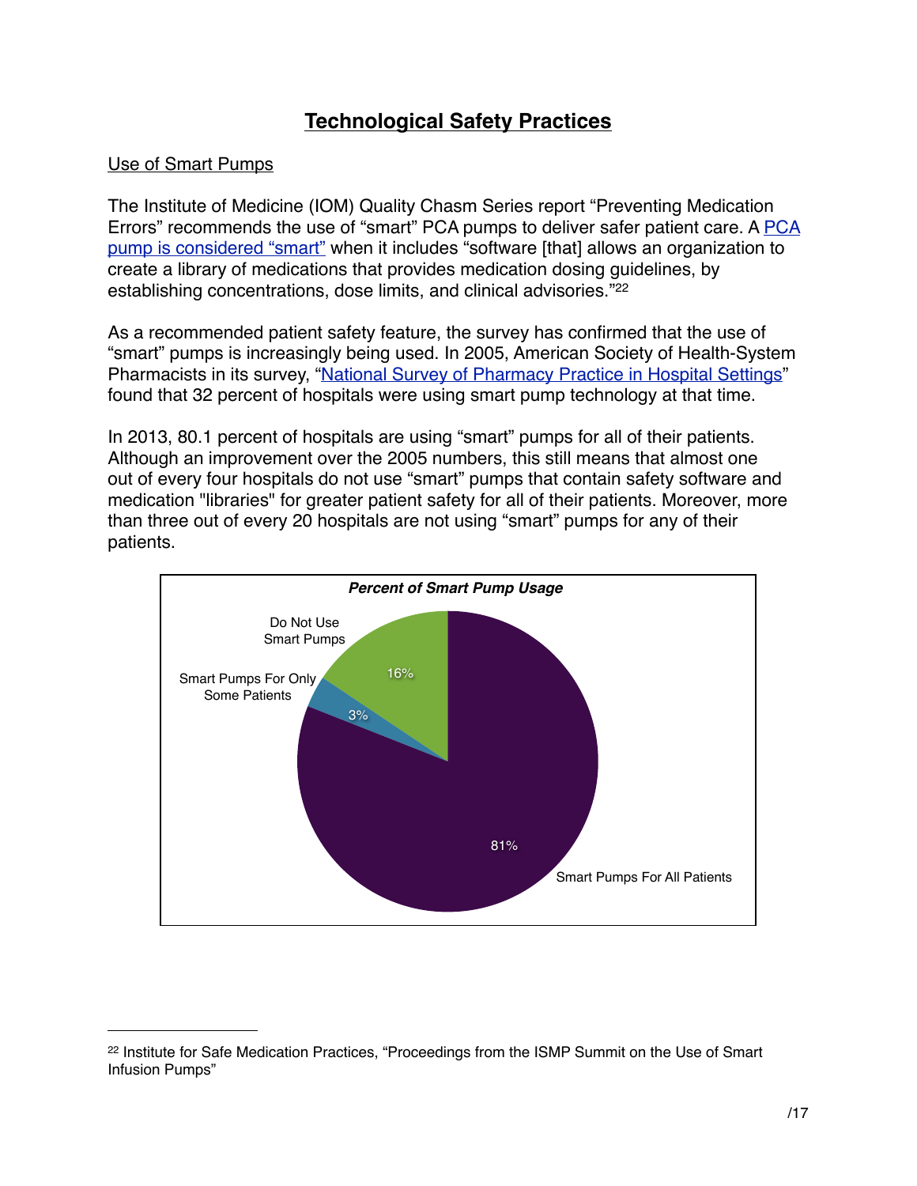# Technological Safety Practices

## Use of Smart Pumps

The Institute of Medicine (IOM) Quality Chasm Series report "Preventing Medication Errors" recommends the use of "smart" PCA pumps to deliver safer patient care. A PCA pump is considered "smart" when it includes "software [that] allows an organization to create a library of medications that provides medication dosing guidelines, by establishing concentrations, dose limits, and clinical advisories."[22]

As a recommended patient safety feature, the survey has confirmed that the use of "smart" pumps is increasingly being used. In 2005, American Society of Health-System Pharmacists in its survey, "National Survey of Pharmacy Practice in Hospital Settings" found that 32 percent of hospitals were using smart pump technology at that time.

In 2013, 80.1 percent of hospitals are using "smart" pumps for all of their patients. Although an improvement over the 2005 numbers, this still means that almost one out of every four hospitals do not use "smart" pumps that contain safety software and medication "libraries" for greater patient safety for all of their patients. Moreover, more than three out of every 20 hospitals are not using "smart" pumps for any of their patients.

*Percent of Smart Pump Usage*

Do Not Use Smart Pumps
16%
Smart Pumps For Only Some Patients
3%
81%
Smart Pumps For All Patients

---

[22] Institute for Safe Medication Practices, "Proceedings from the ISMP Summit on the Use of Smart Infusion Pumps"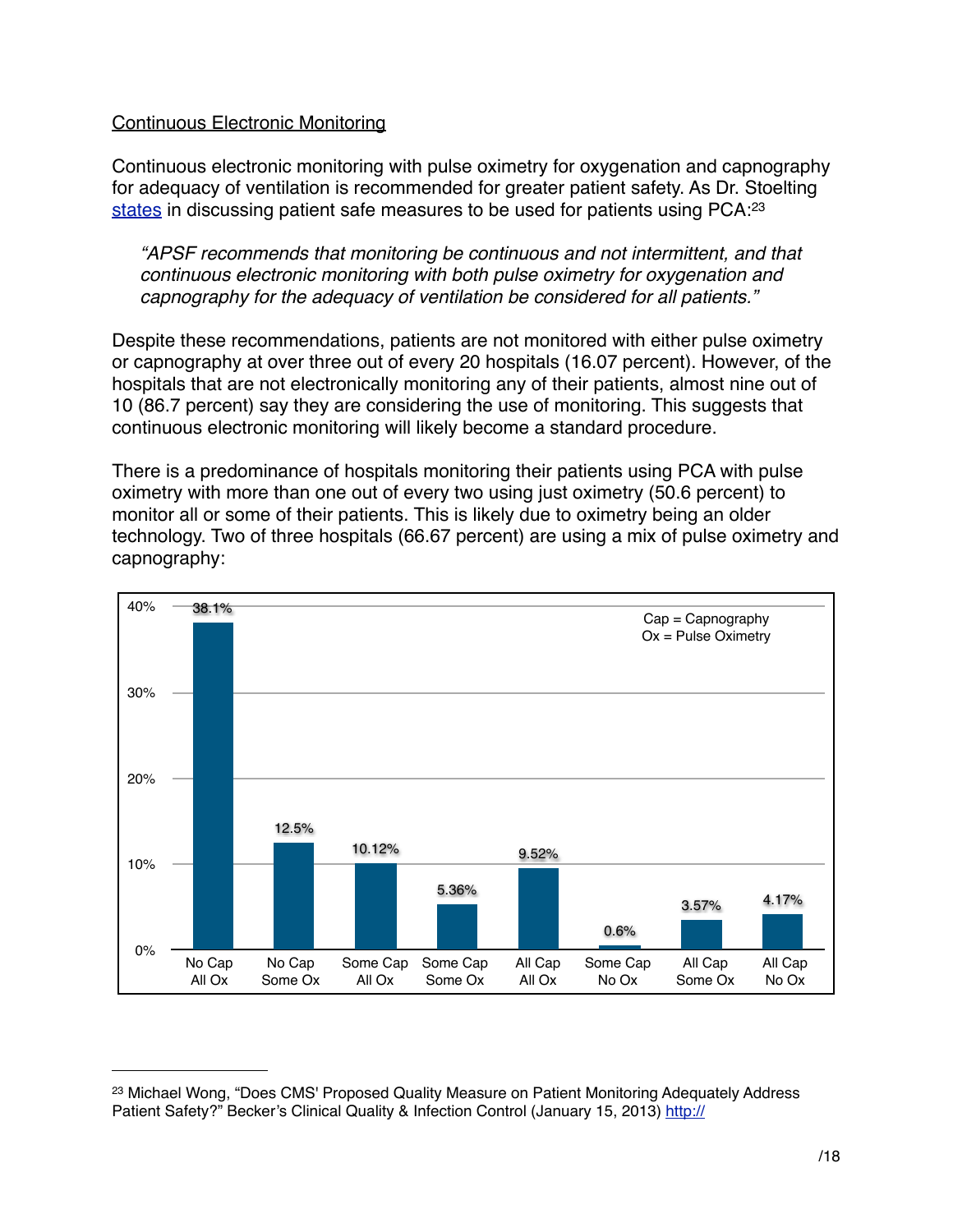Continuous Electronic Monitoring

Continuous electronic monitoring with pulse oximetry for oxygenation and capnography for adequacy of ventilation is recommended for greater patient safety. As Dr. Stoelting states in discussing patient safe measures to be used for patients using PCA:[23]

> *"APSF recommends that monitoring be continuous and not intermittent, and that continuous electronic monitoring with both pulse oximetry for oxygenation and capnography for the adequacy of ventilation be considered for all patients."*

Despite these recommendations, patients are not monitored with either pulse oximetry or capnography at over three out of every 20 hospitals (16.07 percent). However, of the hospitals that are not electronically monitoring any of their patients, almost nine out of 10 (86.7 percent) say they are considering the use of monitoring. This suggests that continuous electronic monitoring will likely become a standard procedure.

There is a predominance of hospitals monitoring their patients using PCA with pulse oximetry with more than one out of every two using just oximetry (50.6 percent) to monitor all or some of their patients. This is likely due to oximetry being an older technology. Two of three hospitals (66.67 percent) are using a mix of pulse oximetry and capnography:

Cap = Capnography
Ox = Pulse Oximetry

40%
30%
20%
10%
0%

38.1% — No Cap All Ox
12.5% — No Cap Some Ox
10.12% — Some Cap All Ox
5.36% — Some Cap Some Ox
9.52% — All Cap All Ox
0.6% — Some Cap No Ox
3.57% — All Cap Some Ox
4.17% — All Cap No Ox

---

[23] Michael Wong, "Does CMS' Proposed Quality Measure on Patient Monitoring Adequately Address Patient Safety?" Becker's Clinical Quality & Infection Control (January 15, 2013) http://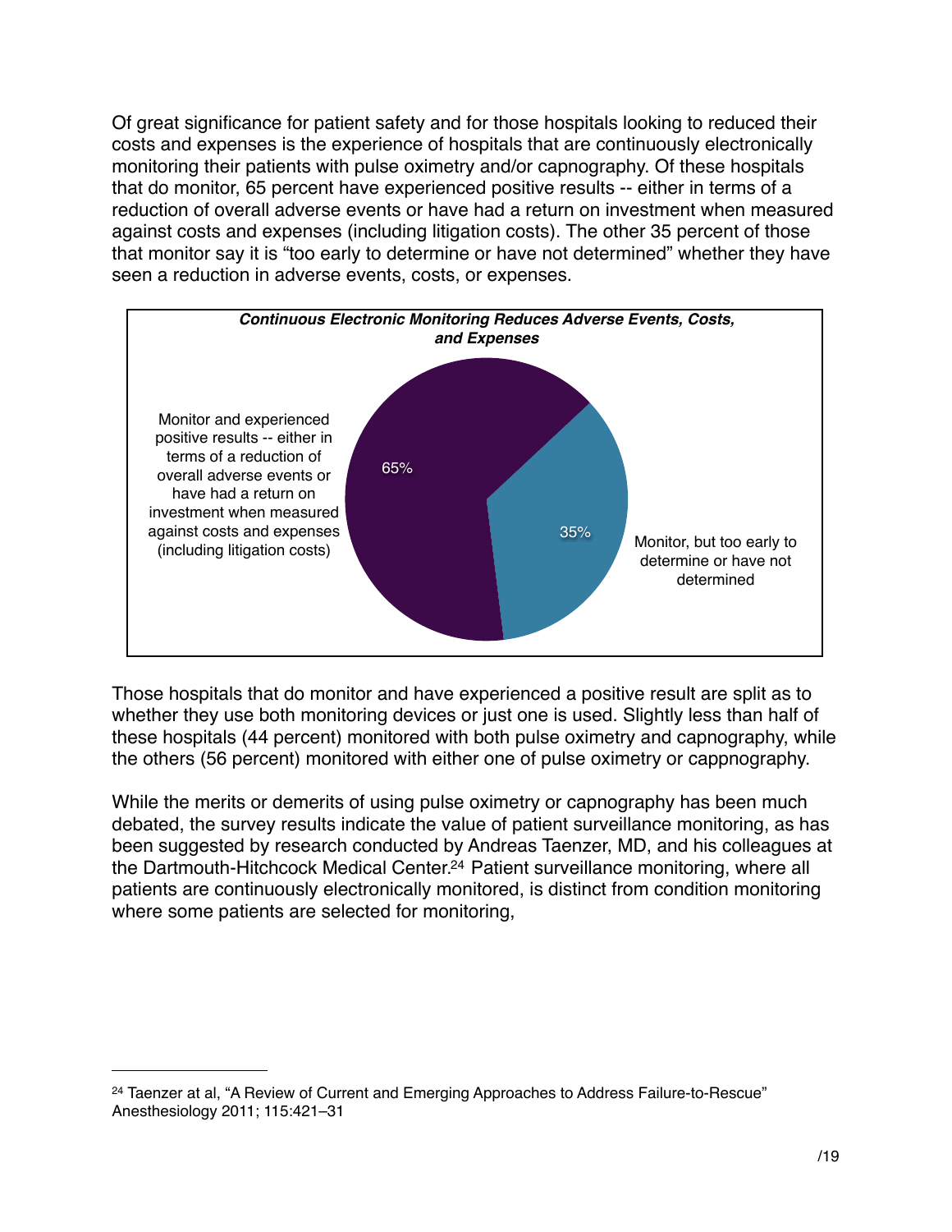Of great significance for patient safety and for those hospitals looking to reduced their costs and expenses is the experience of hospitals that are continuously electronically monitoring their patients with pulse oximetry and/or capnography. Of these hospitals that do monitor, 65 percent have experienced positive results -- either in terms of a reduction of overall adverse events or have had a return on investment when measured against costs and expenses (including litigation costs). The other 35 percent of those that monitor say it is "too early to determine or have not determined" whether they have seen a reduction in adverse events, costs, or expenses.

***Continuous Electronic Monitoring Reduces Adverse Events, Costs, and Expenses***

Monitor and experienced positive results -- either in terms of a reduction of overall adverse events or have had a return on investment when measured against costs and expenses (including litigation costs)

65%

35%

Monitor, but too early to determine or have not determined

Those hospitals that do monitor and have experienced a positive result are split as to whether they use both monitoring devices or just one is used. Slightly less than half of these hospitals (44 percent) monitored with both pulse oximetry and capnography, while the others (56 percent) monitored with either one of pulse oximetry or cappnography.

While the merits or demerits of using pulse oximetry or capnography has been much debated, the survey results indicate the value of patient surveillance monitoring, as has been suggested by research conducted by Andreas Taenzer, MD, and his colleagues at the Dartmouth-Hitchcock Medical Center.[24] Patient surveillance monitoring, where all patients are continuously electronically monitored, is distinct from condition monitoring where some patients are selected for monitoring,

---

[24] Taenzer at al, "A Review of Current and Emerging Approaches to Address Failure-to-Rescue" Anesthesiology 2011; 115:421–31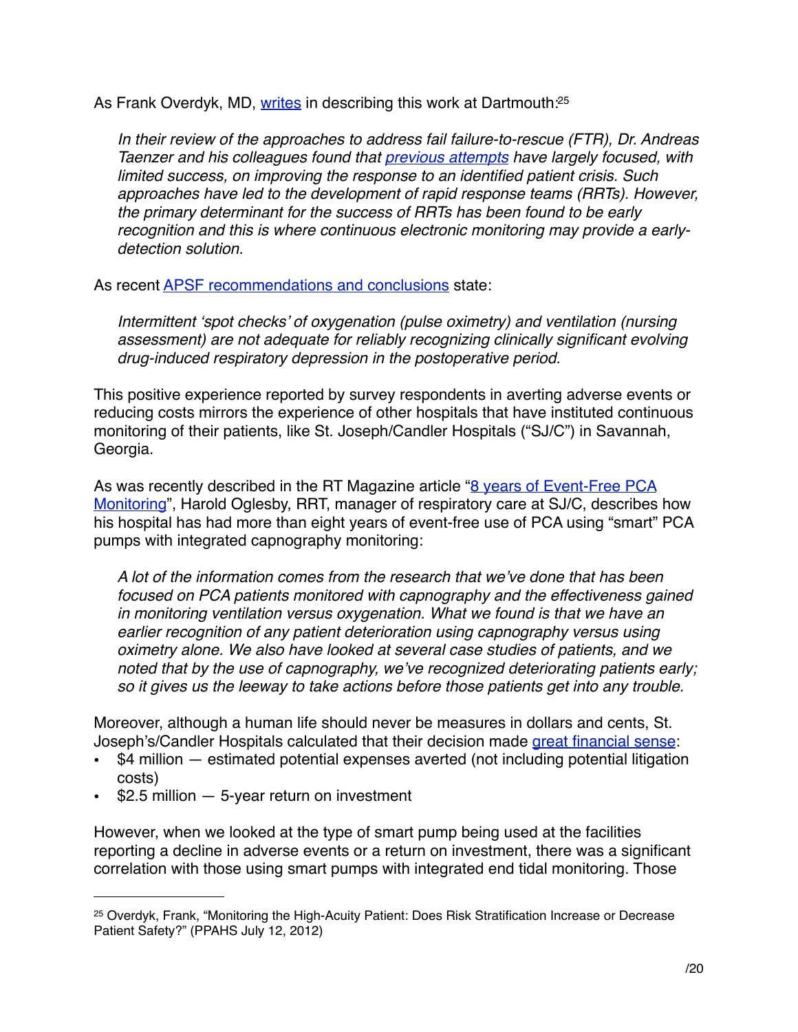As Frank Overdyk, MD, writes in describing this work at Dartmouth:[25]

> *In their review of the approaches to address fail failure-to-rescue (FTR), Dr. Andreas Taenzer and his colleagues found that previous attempts have largely focused, with limited success, on improving the response to an identified patient crisis. Such approaches have led to the development of rapid response teams (RRTs). However, the primary determinant for the success of RRTs has been found to be early recognition and this is where continuous electronic monitoring may provide a early-detection solution.*

As recent APSF recommendations and conclusions state:

> *Intermittent 'spot checks' of oxygenation (pulse oximetry) and ventilation (nursing assessment) are not adequate for reliably recognizing clinically significant evolving drug-induced respiratory depression in the postoperative period.*

This positive experience reported by survey respondents in averting adverse events or reducing costs mirrors the experience of other hospitals that have instituted continuous monitoring of their patients, like St. Joseph/Candler Hospitals ("SJ/C") in Savannah, Georgia.

As was recently described in the RT Magazine article "8 years of Event-Free PCA Monitoring", Harold Oglesby, RRT, manager of respiratory care at SJ/C, describes how his hospital has had more than eight years of event-free use of PCA using "smart" PCA pumps with integrated capnography monitoring:

> *A lot of the information comes from the research that we've done that has been focused on PCA patients monitored with capnography and the effectiveness gained in monitoring ventilation versus oxygenation. What we found is that we have an earlier recognition of any patient deterioration using capnography versus using oximetry alone. We also have looked at several case studies of patients, and we noted that by the use of capnography, we've recognized deteriorating patients early; so it gives us the leeway to take actions before those patients get into any trouble.*

Moreover, although a human life should never be measures in dollars and cents, St. Joseph's/Candler Hospitals calculated that their decision made great financial sense:

- $4 million — estimated potential expenses averted (not including potential litigation costs)
- $2.5 million — 5-year return on investment

However, when we looked at the type of smart pump being used at the facilities reporting a decline in adverse events or a return on investment, there was a significant correlation with those using smart pumps with integrated end tidal monitoring. Those

---

[25] Overdyk, Frank, "Monitoring the High-Acuity Patient: Does Risk Stratification Increase or Decrease Patient Safety?" (PPAHS July 12, 2012)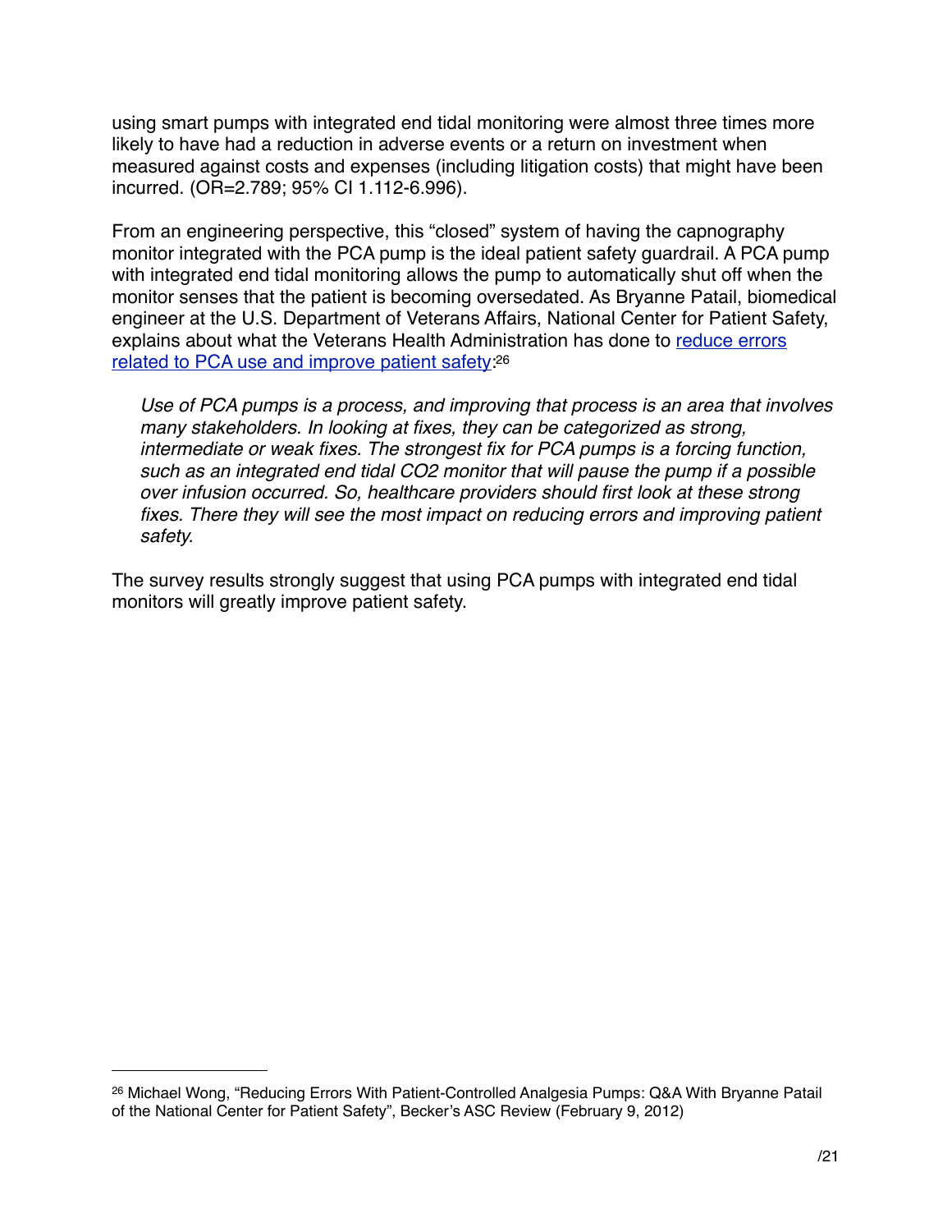using smart pumps with integrated end tidal monitoring were almost three times more likely to have had a reduction in adverse events or a return on investment when measured against costs and expenses (including litigation costs) that might have been incurred. (OR=2.789; 95% CI 1.112-6.996).

From an engineering perspective, this "closed" system of having the capnography monitor integrated with the PCA pump is the ideal patient safety guardrail. A PCA pump with integrated end tidal monitoring allows the pump to automatically shut off when the monitor senses that the patient is becoming oversedated. As Bryanne Patail, biomedical engineer at the U.S. Department of Veterans Affairs, National Center for Patient Safety, explains about what the Veterans Health Administration has done to reduce errors related to PCA use and improve patient safety:[26]

> *Use of PCA pumps is a process, and improving that process is an area that involves many stakeholders. In looking at fixes, they can be categorized as strong, intermediate or weak fixes. The strongest fix for PCA pumps is a forcing function, such as an integrated end tidal CO2 monitor that will pause the pump if a possible over infusion occurred. So, healthcare providers should first look at these strong fixes. There they will see the most impact on reducing errors and improving patient safety.*

The survey results strongly suggest that using PCA pumps with integrated end tidal monitors will greatly improve patient safety.

---

[26] Michael Wong, "Reducing Errors With Patient-Controlled Analgesia Pumps: Q&A With Bryanne Patail of the National Center for Patient Safety", Becker's ASC Review (February 9, 2012)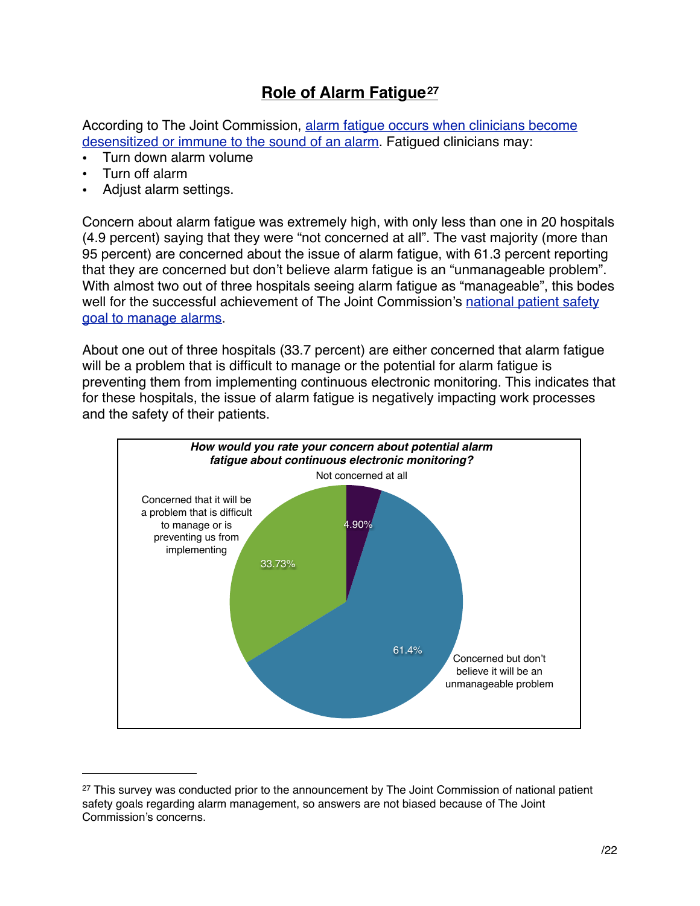## Role of Alarm Fatigue[27]

According to The Joint Commission, alarm fatigue occurs when clinicians become desensitized or immune to the sound of an alarm. Fatigued clinicians may:

- Turn down alarm volume
- Turn off alarm
- Adjust alarm settings.

Concern about alarm fatigue was extremely high, with only less than one in 20 hospitals (4.9 percent) saying that they were "not concerned at all". The vast majority (more than 95 percent) are concerned about the issue of alarm fatigue, with 61.3 percent reporting that they are concerned but don't believe alarm fatigue is an "unmanageable problem". With almost two out of three hospitals seeing alarm fatigue as "manageable", this bodes well for the successful achievement of The Joint Commission's national patient safety goal to manage alarms.

About one out of three hospitals (33.7 percent) are either concerned that alarm fatigue will be a problem that is difficult to manage or the potential for alarm fatigue is preventing them from implementing continuous electronic monitoring. This indicates that for these hospitals, the issue of alarm fatigue is negatively impacting work processes and the safety of their patients.

***How would you rate your concern about potential alarm fatigue about continuous electronic monitoring?***

Not concerned at all
4.90%

Concerned that it will be a problem that is difficult to manage or is preventing us from implementing
33.73%

Concerned but don't believe it will be an unmanageable problem
61.4%

---

[27] This survey was conducted prior to the announcement by The Joint Commission of national patient safety goals regarding alarm management, so answers are not biased because of The Joint Commission's concerns.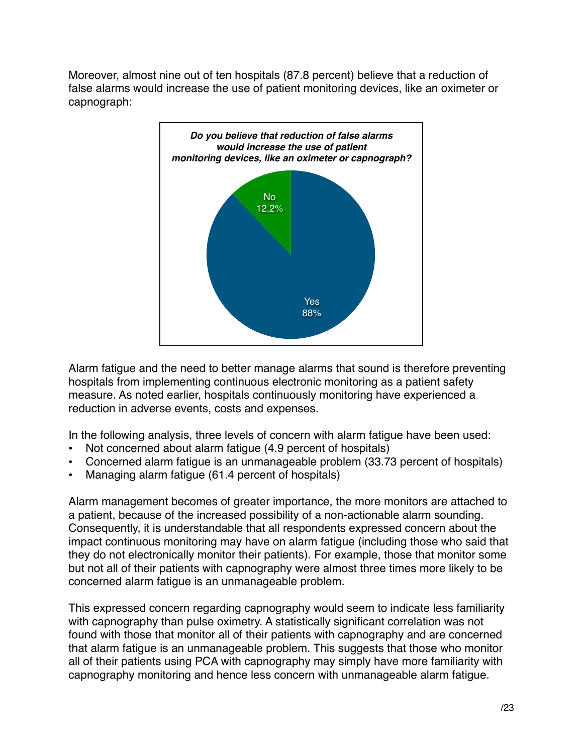Moreover, almost nine out of ten hospitals (87.8 percent) believe that a reduction of false alarms would increase the use of patient monitoring devices, like an oximeter or capnograph:

***Do you believe that reduction of false alarms would increase the use of patient monitoring devices, like an oximeter or capnograph?***

| Response | Percent |
| --- | --- |
| Yes | 88% |
| No | 12.2% |

Alarm fatigue and the need to better manage alarms that sound is therefore preventing hospitals from implementing continuous electronic monitoring as a patient safety measure. As noted earlier, hospitals continuously monitoring have experienced a reduction in adverse events, costs and expenses.

In the following analysis, three levels of concern with alarm fatigue have been used:

- Not concerned about alarm fatigue (4.9 percent of hospitals)
- Concerned alarm fatigue is an unmanageable problem (33.73 percent of hospitals)
- Managing alarm fatigue (61.4 percent of hospitals)

Alarm management becomes of greater importance, the more monitors are attached to a patient, because of the increased possibility of a non-actionable alarm sounding. Consequently, it is understandable that all respondents expressed concern about the impact continuous monitoring may have on alarm fatigue (including those who said that they do not electronically monitor their patients). For example, those that monitor some but not all of their patients with capnography were almost three times more likely to be concerned alarm fatigue is an unmanageable problem.

This expressed concern regarding capnography would seem to indicate less familiarity with capnography than pulse oximetry. A statistically significant correlation was not found with those that monitor all of their patients with capnography and are concerned that alarm fatigue is an unmanageable problem. This suggests that those who monitor all of their patients using PCA with capnography may simply have more familiarity with capnography monitoring and hence less concern with unmanageable alarm fatigue.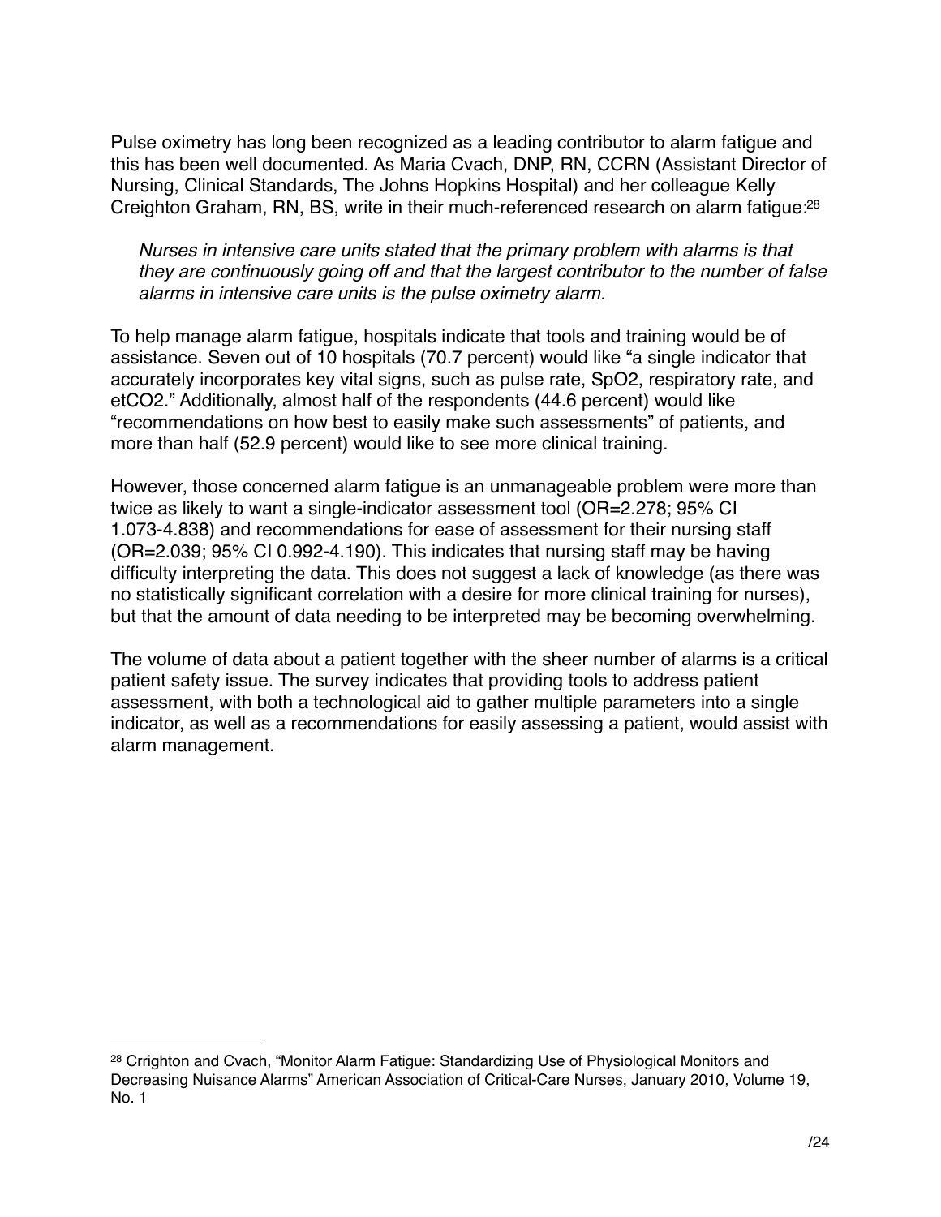Pulse oximetry has long been recognized as a leading contributor to alarm fatigue and this has been well documented. As Maria Cvach, DNP, RN, CCRN (Assistant Director of Nursing, Clinical Standards, The Johns Hopkins Hospital) and her colleague Kelly Creighton Graham, RN, BS, write in their much-referenced research on alarm fatigue:[28]

> *Nurses in intensive care units stated that the primary problem with alarms is that they are continuously going off and that the largest contributor to the number of false alarms in intensive care units is the pulse oximetry alarm.*

To help manage alarm fatigue, hospitals indicate that tools and training would be of assistance. Seven out of 10 hospitals (70.7 percent) would like "a single indicator that accurately incorporates key vital signs, such as pulse rate, SpO2, respiratory rate, and etCO2." Additionally, almost half of the respondents (44.6 percent) would like "recommendations on how best to easily make such assessments" of patients, and more than half (52.9 percent) would like to see more clinical training.

However, those concerned alarm fatigue is an unmanageable problem were more than twice as likely to want a single-indicator assessment tool (OR=2.278; 95% CI 1.073-4.838) and recommendations for ease of assessment for their nursing staff (OR=2.039; 95% CI 0.992-4.190). This indicates that nursing staff may be having difficulty interpreting the data. This does not suggest a lack of knowledge (as there was no statistically significant correlation with a desire for more clinical training for nurses), but that the amount of data needing to be interpreted may be becoming overwhelming.

The volume of data about a patient together with the sheer number of alarms is a critical patient safety issue. The survey indicates that providing tools to address patient assessment, with both a technological aid to gather multiple parameters into a single indicator, as well as a recommendations for easily assessing a patient, would assist with alarm management.

---

[28] Crrighton and Cvach, "Monitor Alarm Fatigue: Standardizing Use of Physiological Monitors and Decreasing Nuisance Alarms" American Association of Critical-Care Nurses, January 2010, Volume 19, No. 1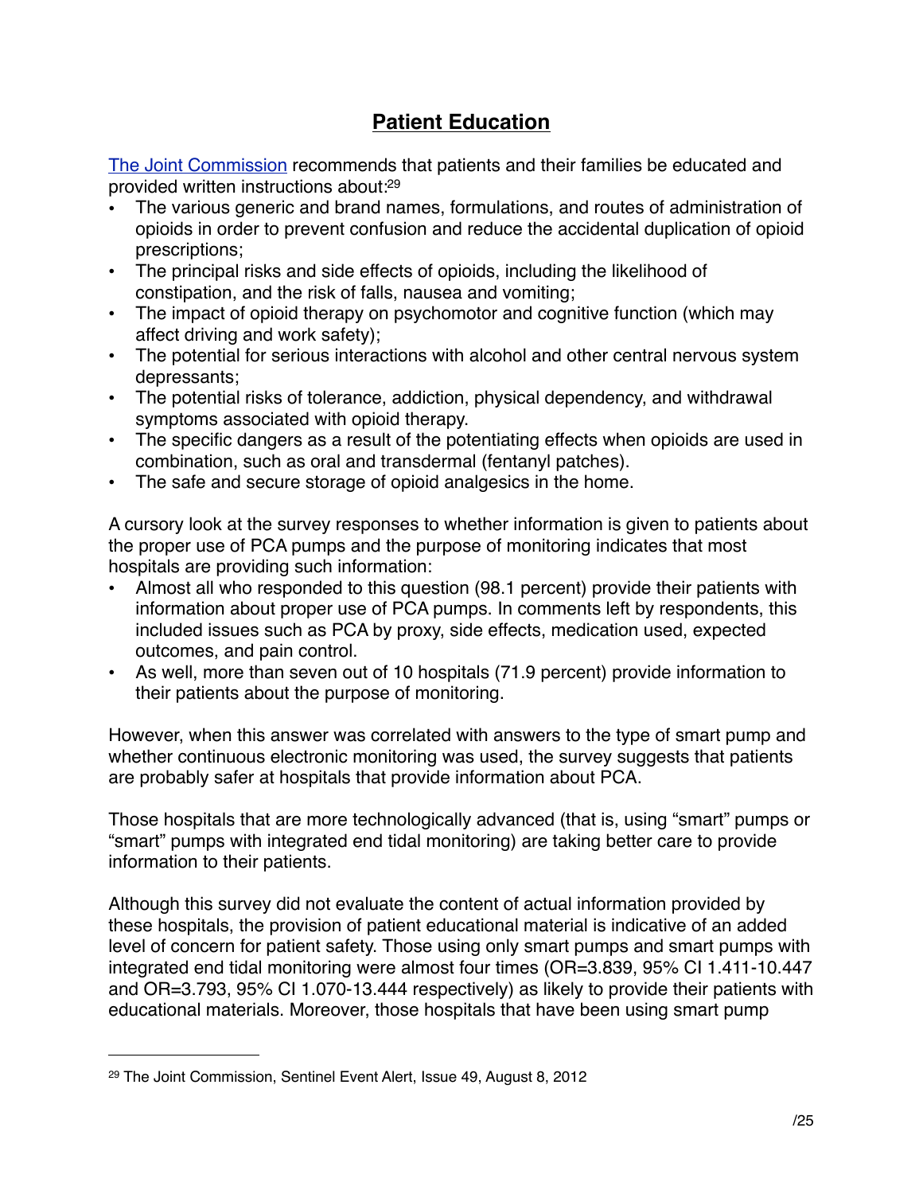## Patient Education

The Joint Commission recommends that patients and their families be educated and provided written instructions about:[29]

- The various generic and brand names, formulations, and routes of administration of opioids in order to prevent confusion and reduce the accidental duplication of opioid prescriptions;
- The principal risks and side effects of opioids, including the likelihood of constipation, and the risk of falls, nausea and vomiting;
- The impact of opioid therapy on psychomotor and cognitive function (which may affect driving and work safety);
- The potential for serious interactions with alcohol and other central nervous system depressants;
- The potential risks of tolerance, addiction, physical dependency, and withdrawal symptoms associated with opioid therapy.
- The specific dangers as a result of the potentiating effects when opioids are used in combination, such as oral and transdermal (fentanyl patches).
- The safe and secure storage of opioid analgesics in the home.

A cursory look at the survey responses to whether information is given to patients about the proper use of PCA pumps and the purpose of monitoring indicates that most hospitals are providing such information:

- Almost all who responded to this question (98.1 percent) provide their patients with information about proper use of PCA pumps. In comments left by respondents, this included issues such as PCA by proxy, side effects, medication used, expected outcomes, and pain control.
- As well, more than seven out of 10 hospitals (71.9 percent) provide information to their patients about the purpose of monitoring.

However, when this answer was correlated with answers to the type of smart pump and whether continuous electronic monitoring was used, the survey suggests that patients are probably safer at hospitals that provide information about PCA.

Those hospitals that are more technologically advanced (that is, using "smart" pumps or "smart" pumps with integrated end tidal monitoring) are taking better care to provide information to their patients.

Although this survey did not evaluate the content of actual information provided by these hospitals, the provision of patient educational material is indicative of an added level of concern for patient safety. Those using only smart pumps and smart pumps with integrated end tidal monitoring were almost four times (OR=3.839, 95% CI 1.411-10.447 and OR=3.793, 95% CI 1.070-13.444 respectively) as likely to provide their patients with educational materials. Moreover, those hospitals that have been using smart pump

[29] The Joint Commission, Sentinel Event Alert, Issue 49, August 8, 2012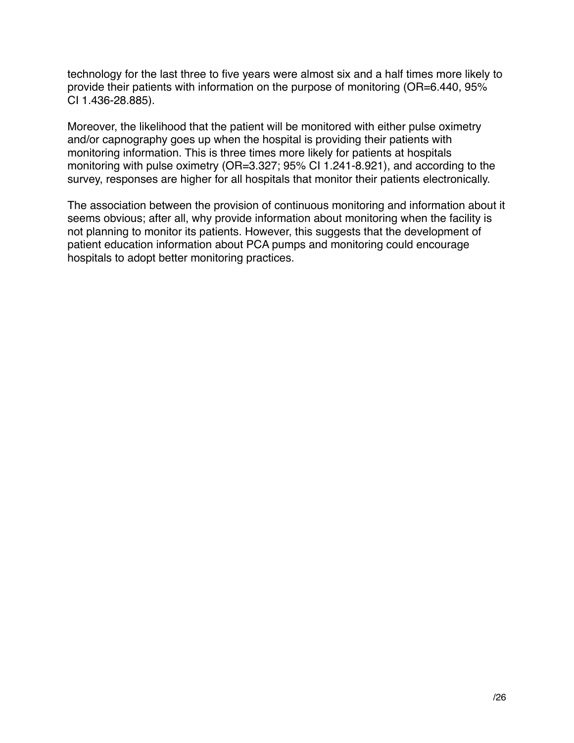technology for the last three to five years were almost six and a half times more likely to provide their patients with information on the purpose of monitoring (OR=6.440, 95% CI 1.436-28.885).

Moreover, the likelihood that the patient will be monitored with either pulse oximetry and/or capnography goes up when the hospital is providing their patients with monitoring information. This is three times more likely for patients at hospitals monitoring with pulse oximetry (OR=3.327; 95% CI 1.241-8.921), and according to the survey, responses are higher for all hospitals that monitor their patients electronically.

The association between the provision of continuous monitoring and information about it seems obvious; after all, why provide information about monitoring when the facility is not planning to monitor its patients. However, this suggests that the development of patient education information about PCA pumps and monitoring could encourage hospitals to adopt better monitoring practices.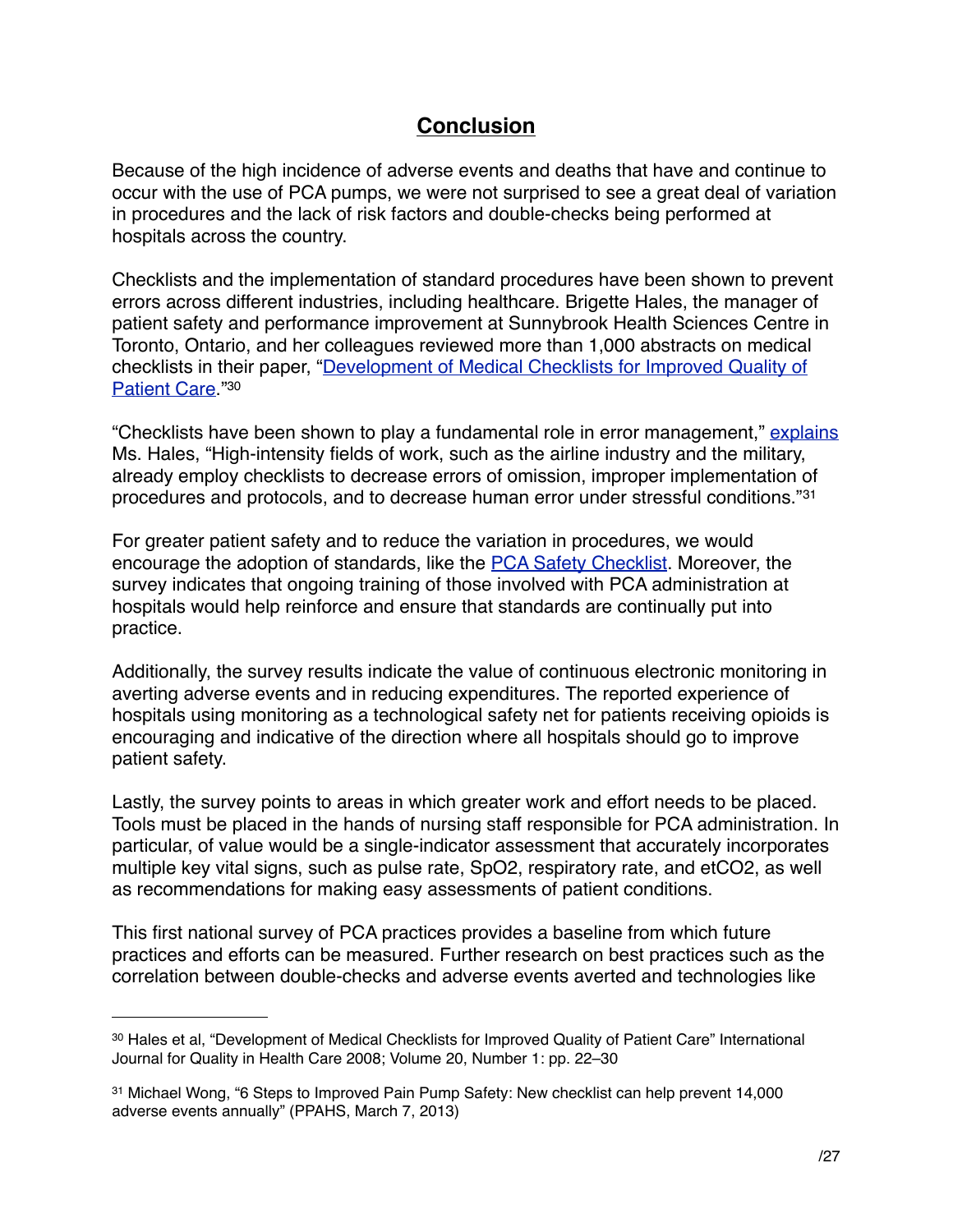## Conclusion

Because of the high incidence of adverse events and deaths that have and continue to occur with the use of PCA pumps, we were not surprised to see a great deal of variation in procedures and the lack of risk factors and double-checks being performed at hospitals across the country.

Checklists and the implementation of standard procedures have been shown to prevent errors across different industries, including healthcare. Brigette Hales, the manager of patient safety and performance improvement at Sunnybrook Health Sciences Centre in Toronto, Ontario, and her colleagues reviewed more than 1,000 abstracts on medical checklists in their paper, "Development of Medical Checklists for Improved Quality of Patient Care."[30]

"Checklists have been shown to play a fundamental role in error management," explains Ms. Hales, "High-intensity fields of work, such as the airline industry and the military, already employ checklists to decrease errors of omission, improper implementation of procedures and protocols, and to decrease human error under stressful conditions."[31]

For greater patient safety and to reduce the variation in procedures, we would encourage the adoption of standards, like the PCA Safety Checklist. Moreover, the survey indicates that ongoing training of those involved with PCA administration at hospitals would help reinforce and ensure that standards are continually put into practice.

Additionally, the survey results indicate the value of continuous electronic monitoring in averting adverse events and in reducing expenditures. The reported experience of hospitals using monitoring as a technological safety net for patients receiving opioids is encouraging and indicative of the direction where all hospitals should go to improve patient safety.

Lastly, the survey points to areas in which greater work and effort needs to be placed. Tools must be placed in the hands of nursing staff responsible for PCA administration. In particular, of value would be a single-indicator assessment that accurately incorporates multiple key vital signs, such as pulse rate, $SpO_2$, respiratory rate, and $etCO_2$, as well as recommendations for making easy assessments of patient conditions.

This first national survey of PCA practices provides a baseline from which future practices and efforts can be measured. Further research on best practices such as the correlation between double-checks and adverse events averted and technologies like

---

[30] Hales et al, "Development of Medical Checklists for Improved Quality of Patient Care" International Journal for Quality in Health Care 2008; Volume 20, Number 1: pp. 22–30

[31] Michael Wong, "6 Steps to Improved Pain Pump Safety: New checklist can help prevent 14,000 adverse events annually" (PPAHS, March 7, 2013)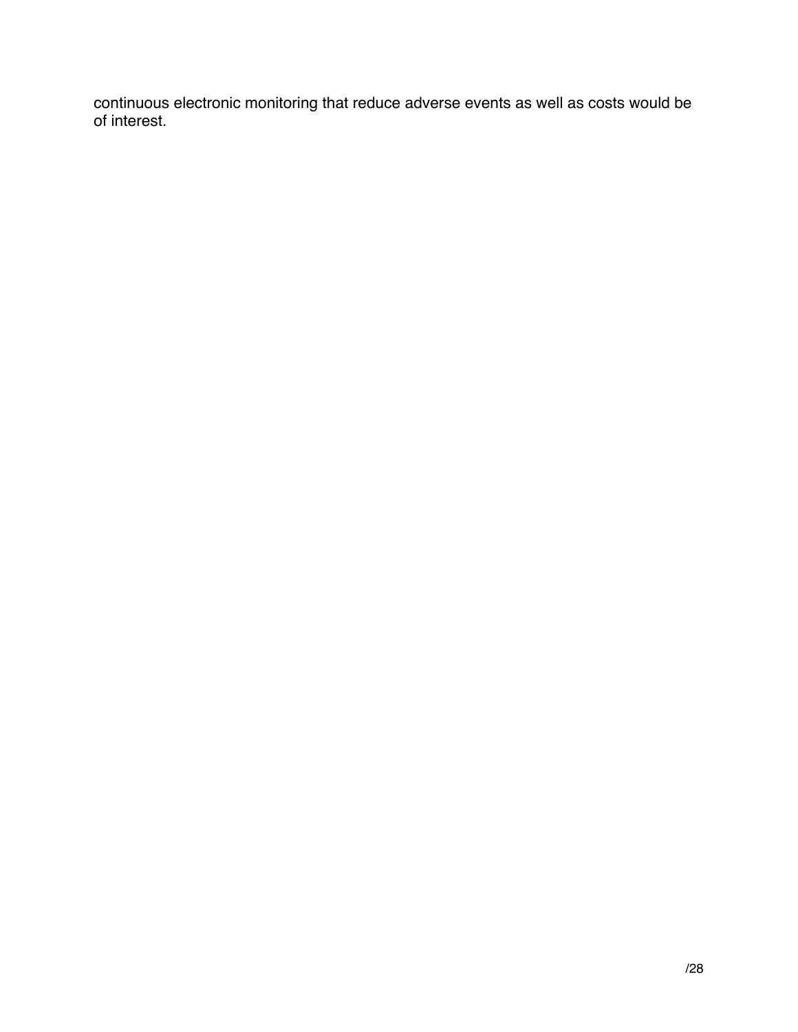continuous electronic monitoring that reduce adverse events as well as costs would be of interest.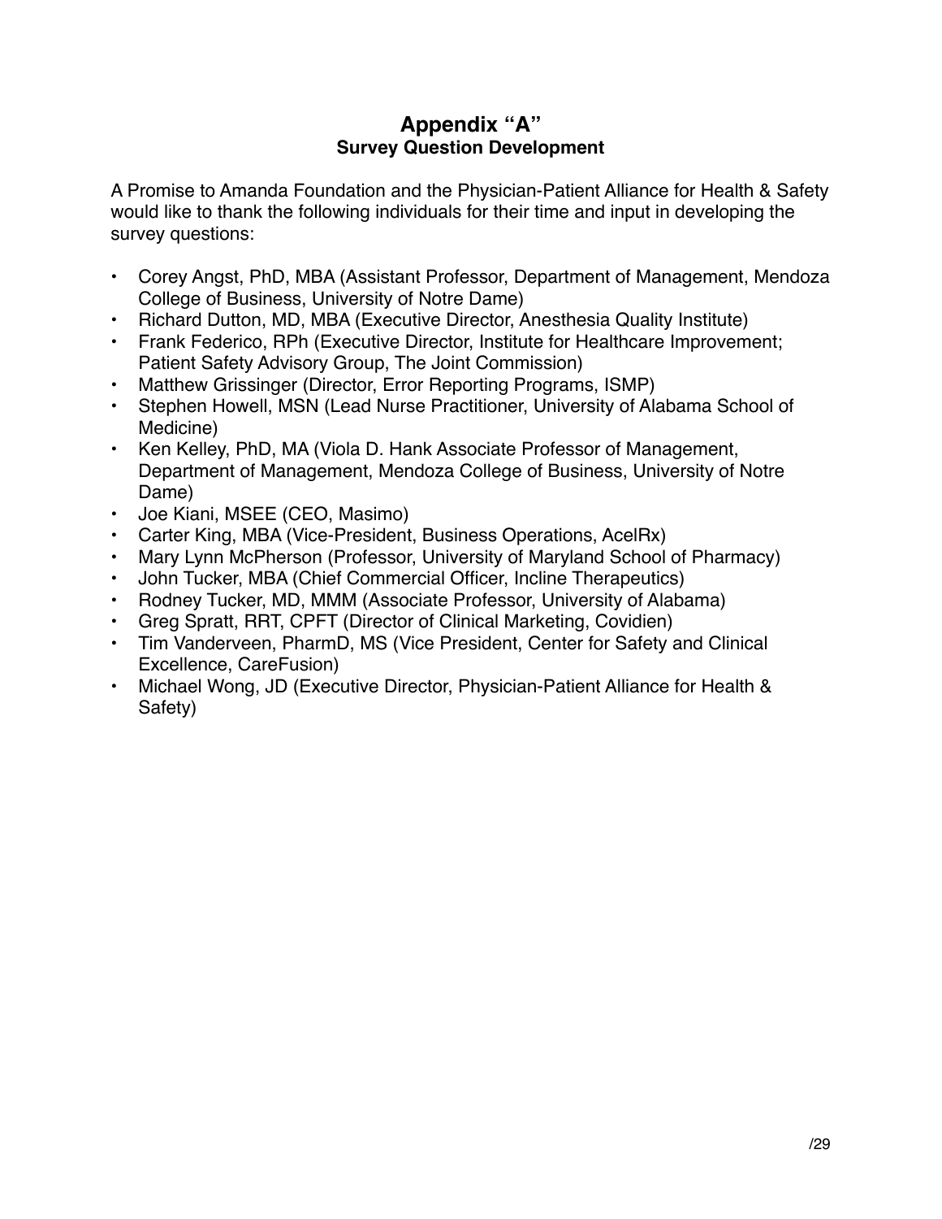# Appendix "A"

## Survey Question Development

A Promise to Amanda Foundation and the Physician-Patient Alliance for Health & Safety would like to thank the following individuals for their time and input in developing the survey questions:

- Corey Angst, PhD, MBA (Assistant Professor, Department of Management, Mendoza College of Business, University of Notre Dame)
- Richard Dutton, MD, MBA (Executive Director, Anesthesia Quality Institute)
- Frank Federico, RPh (Executive Director, Institute for Healthcare Improvement; Patient Safety Advisory Group, The Joint Commission)
- Matthew Grissinger (Director, Error Reporting Programs, ISMP)
- Stephen Howell, MSN (Lead Nurse Practitioner, University of Alabama School of Medicine)
- Ken Kelley, PhD, MA (Viola D. Hank Associate Professor of Management, Department of Management, Mendoza College of Business, University of Notre Dame)
- Joe Kiani, MSEE (CEO, Masimo)
- Carter King, MBA (Vice-President, Business Operations, AcelRx)
- Mary Lynn McPherson (Professor, University of Maryland School of Pharmacy)
- John Tucker, MBA (Chief Commercial Officer, Incline Therapeutics)
- Rodney Tucker, MD, MMM (Associate Professor, University of Alabama)
- Greg Spratt, RRT, CPFT (Director of Clinical Marketing, Covidien)
- Tim Vanderveen, PharmD, MS (Vice President, Center for Safety and Clinical Excellence, CareFusion)
- Michael Wong, JD (Executive Director, Physician-Patient Alliance for Health & Safety)